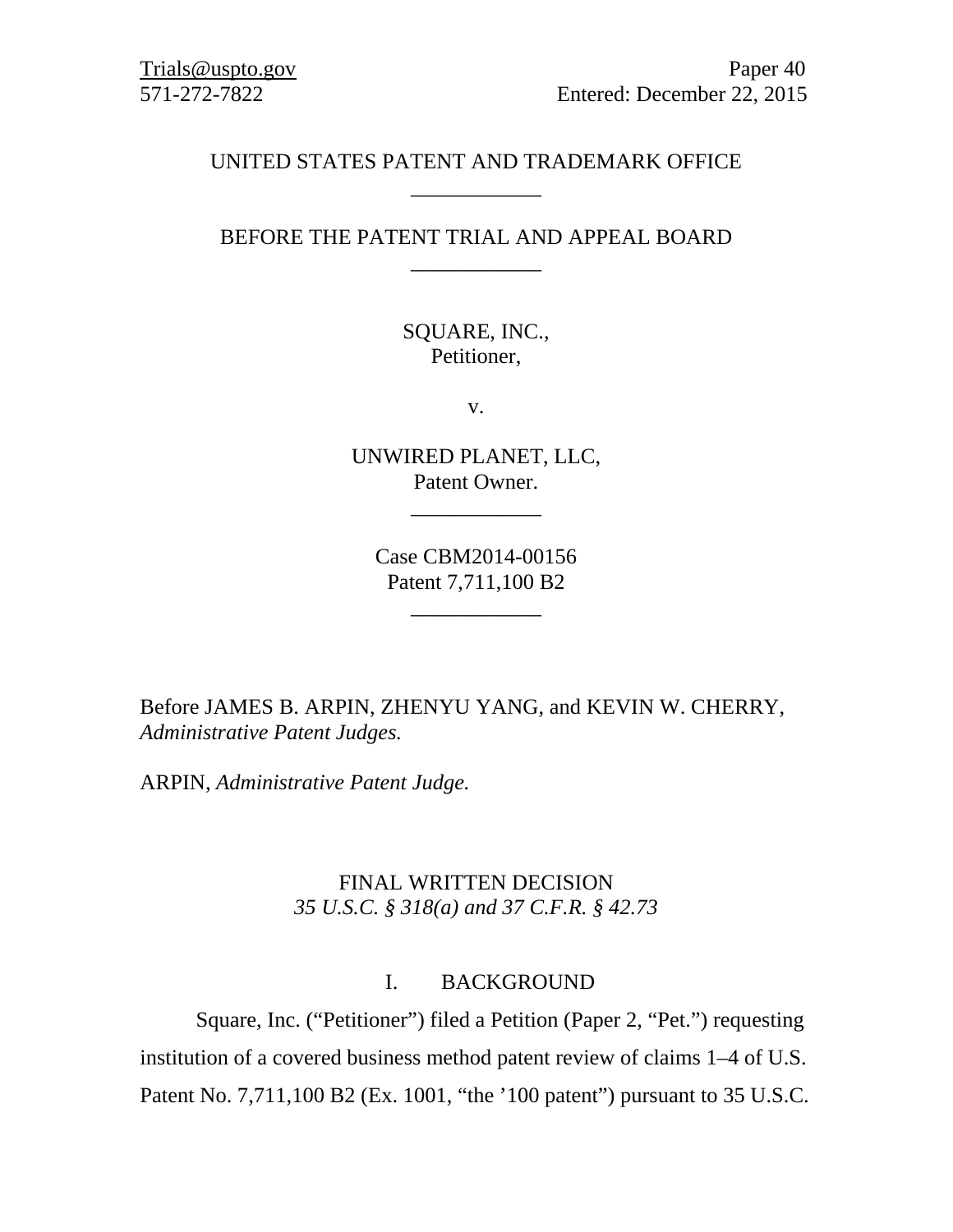Trials@uspto.gov
571-272-7822

Paper 40
Entered: December 22, 2015

UNITED STATES PATENT AND TRADEMARK OFFICE

____________

BEFORE THE PATENT TRIAL AND APPEAL BOARD

____________

SQUARE, INC.,
Petitioner,

v.

UNWIRED PLANET, LLC,
Patent Owner.

____________

Case CBM2014-00156
Patent 7,711,100 B2

____________

Before JAMES B. ARPIN, ZHENYU YANG, and KEVIN W. CHERRY, *Administrative Patent Judges.*

ARPIN, *Administrative Patent Judge.*

FINAL WRITTEN DECISION
*35 U.S.C. § 318(a) and 37 C.F.R. § 42.73*

## I. BACKGROUND

Square, Inc. ("Petitioner") filed a Petition (Paper 2, "Pet.") requesting institution of a covered business method patent review of claims 1–4 of U.S. Patent No. 7,711,100 B2 (Ex. 1001, "the '100 patent") pursuant to 35 U.S.C.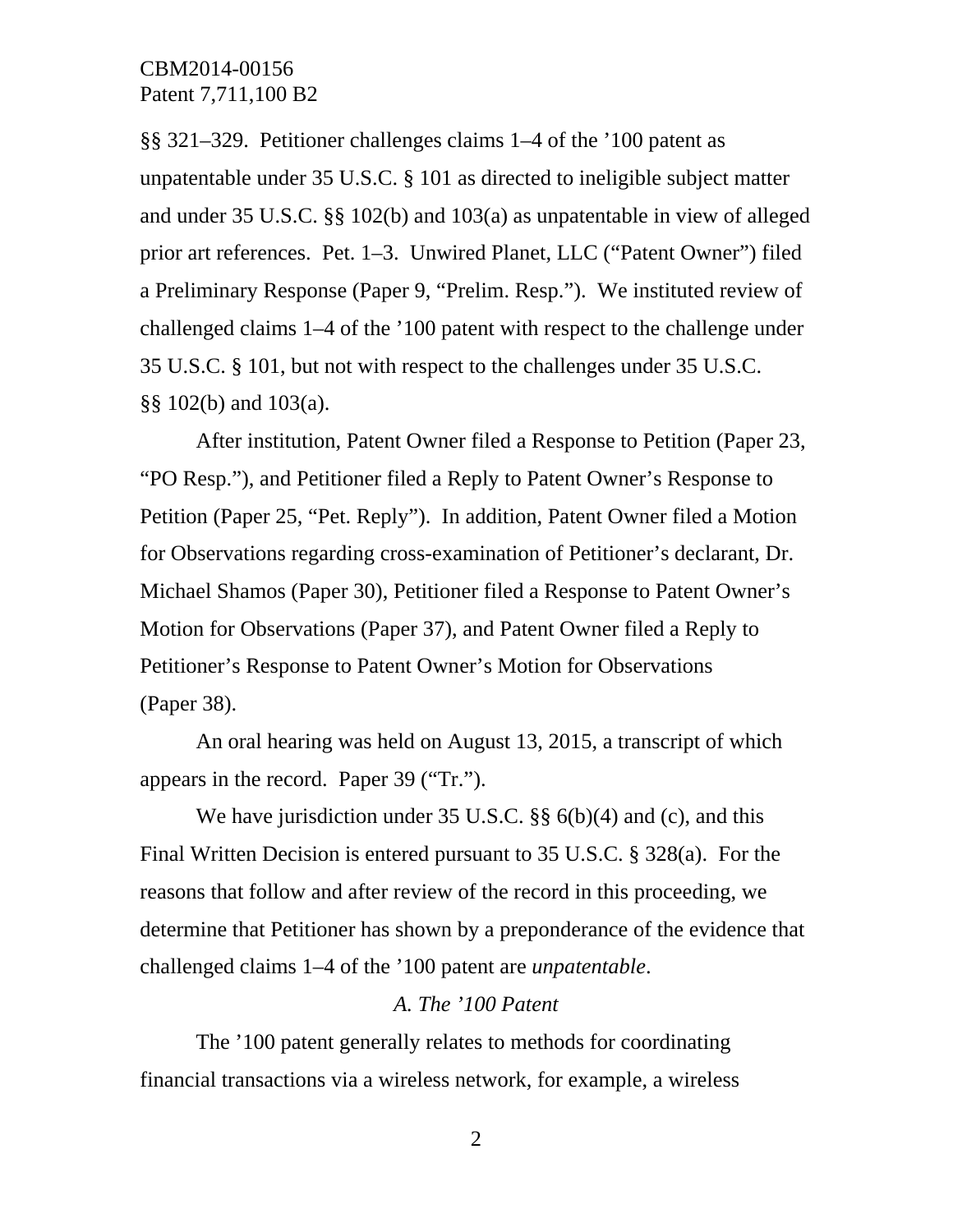§§ 321–329. Petitioner challenges claims 1–4 of the ’100 patent as unpatentable under 35 U.S.C. § 101 as directed to ineligible subject matter and under 35 U.S.C. §§ 102(b) and 103(a) as unpatentable in view of alleged prior art references. Pet. 1–3. Unwired Planet, LLC (“Patent Owner”) filed a Preliminary Response (Paper 9, “Prelim. Resp.”). We instituted review of challenged claims 1–4 of the ’100 patent with respect to the challenge under 35 U.S.C. § 101, but not with respect to the challenges under 35 U.S.C. §§ 102(b) and 103(a).

After institution, Patent Owner filed a Response to Petition (Paper 23, “PO Resp.”), and Petitioner filed a Reply to Patent Owner’s Response to Petition (Paper 25, “Pet. Reply”). In addition, Patent Owner filed a Motion for Observations regarding cross-examination of Petitioner’s declarant, Dr. Michael Shamos (Paper 30), Petitioner filed a Response to Patent Owner’s Motion for Observations (Paper 37), and Patent Owner filed a Reply to Petitioner’s Response to Patent Owner’s Motion for Observations (Paper 38).

An oral hearing was held on August 13, 2015, a transcript of which appears in the record. Paper 39 (“Tr.”).

We have jurisdiction under 35 U.S.C. §§ 6(b)(4) and (c), and this Final Written Decision is entered pursuant to 35 U.S.C. § 328(a). For the reasons that follow and after review of the record in this proceeding, we determine that Petitioner has shown by a preponderance of the evidence that challenged claims 1–4 of the ’100 patent are *unpatentable*.

### *A. The ’100 Patent*

The ’100 patent generally relates to methods for coordinating financial transactions via a wireless network, for example, a wireless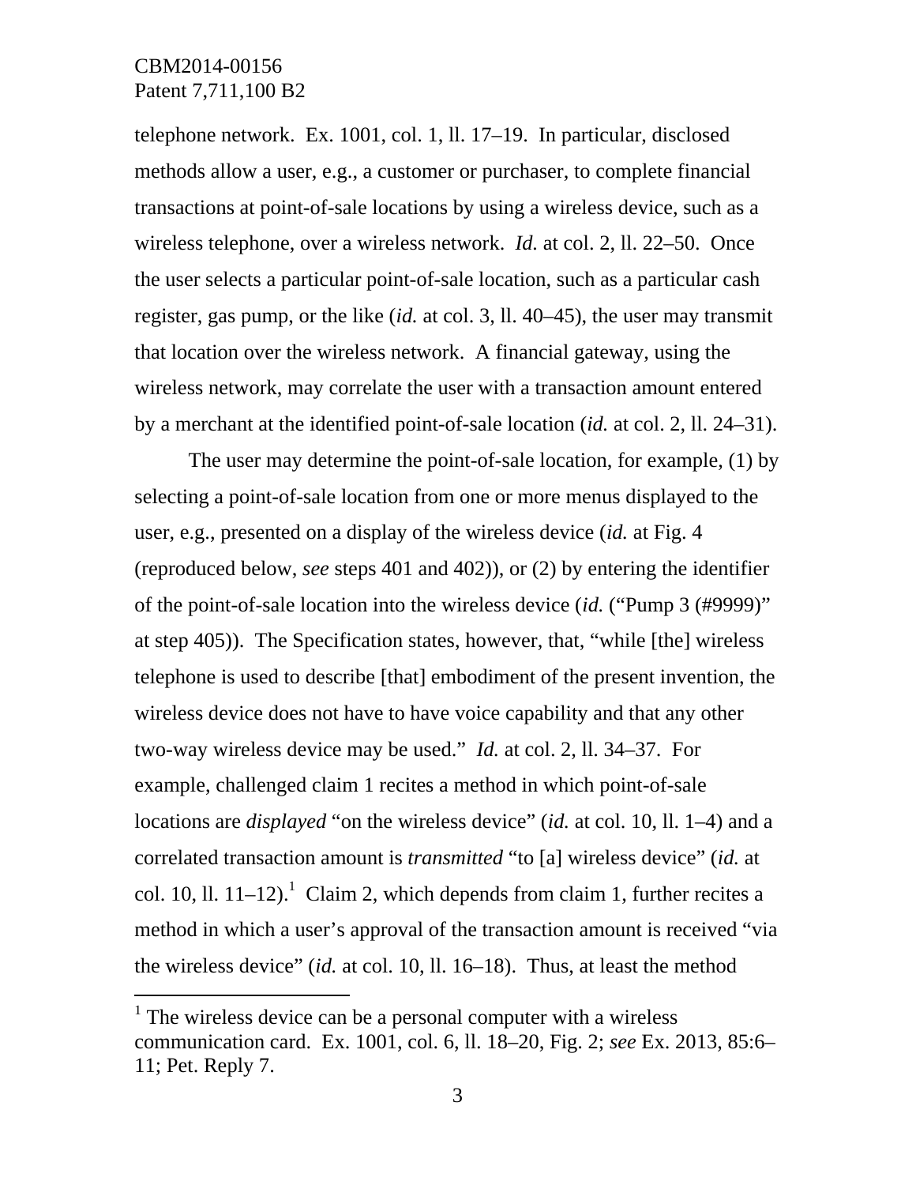telephone network. Ex. 1001, col. 1, ll. 17–19. In particular, disclosed methods allow a user, e.g., a customer or purchaser, to complete financial transactions at point-of-sale locations by using a wireless device, such as a wireless telephone, over a wireless network. *Id.* at col. 2, ll. 22–50. Once the user selects a particular point-of-sale location, such as a particular cash register, gas pump, or the like (*id.* at col. 3, ll. 40–45), the user may transmit that location over the wireless network. A financial gateway, using the wireless network, may correlate the user with a transaction amount entered by a merchant at the identified point-of-sale location (*id.* at col. 2, ll. 24–31).

The user may determine the point-of-sale location, for example, (1) by selecting a point-of-sale location from one or more menus displayed to the user, e.g., presented on a display of the wireless device (*id.* at Fig. 4 (reproduced below, *see* steps 401 and 402)), or (2) by entering the identifier of the point-of-sale location into the wireless device (*id.* ("Pump 3 (#9999)" at step 405)). The Specification states, however, that, "while [the] wireless telephone is used to describe [that] embodiment of the present invention, the wireless device does not have to have voice capability and that any other two-way wireless device may be used." *Id.* at col. 2, ll. 34–37. For example, challenged claim 1 recites a method in which point-of-sale locations are *displayed* "on the wireless device" (*id.* at col. 10, ll. 1–4) and a correlated transaction amount is *transmitted* "to [a] wireless device" (*id.* at col. 10, ll. 11–12).[1] Claim 2, which depends from claim 1, further recites a method in which a user's approval of the transaction amount is received "via the wireless device" (*id.* at col. 10, ll. 16–18). Thus, at least the method

[1] The wireless device can be a personal computer with a wireless communication card. Ex. 1001, col. 6, ll. 18–20, Fig. 2; *see* Ex. 2013, 85:6–11; Pet. Reply 7.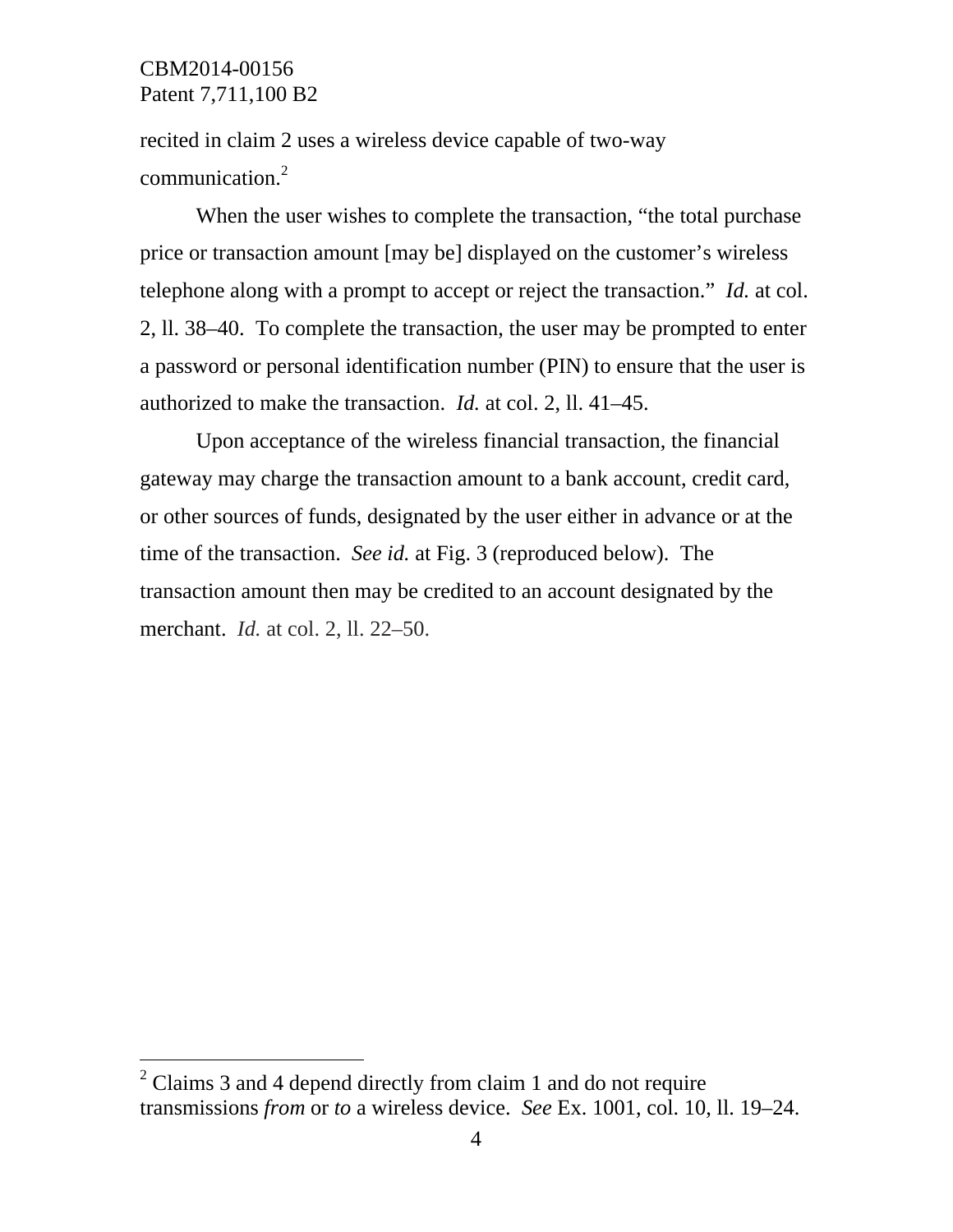recited in claim 2 uses a wireless device capable of two-way communication.[2]

When the user wishes to complete the transaction, "the total purchase price or transaction amount [may be] displayed on the customer's wireless telephone along with a prompt to accept or reject the transaction." *Id.* at col. 2, ll. 38–40. To complete the transaction, the user may be prompted to enter a password or personal identification number (PIN) to ensure that the user is authorized to make the transaction. *Id.* at col. 2, ll. 41–45.

Upon acceptance of the wireless financial transaction, the financial gateway may charge the transaction amount to a bank account, credit card, or other sources of funds, designated by the user either in advance or at the time of the transaction. *See id.* at Fig. 3 (reproduced below). The transaction amount then may be credited to an account designated by the merchant. *Id.* at col. 2, ll. 22–50.

---

[2] Claims 3 and 4 depend directly from claim 1 and do not require transmissions *from* or *to* a wireless device. *See* Ex. 1001, col. 10, ll. 19–24.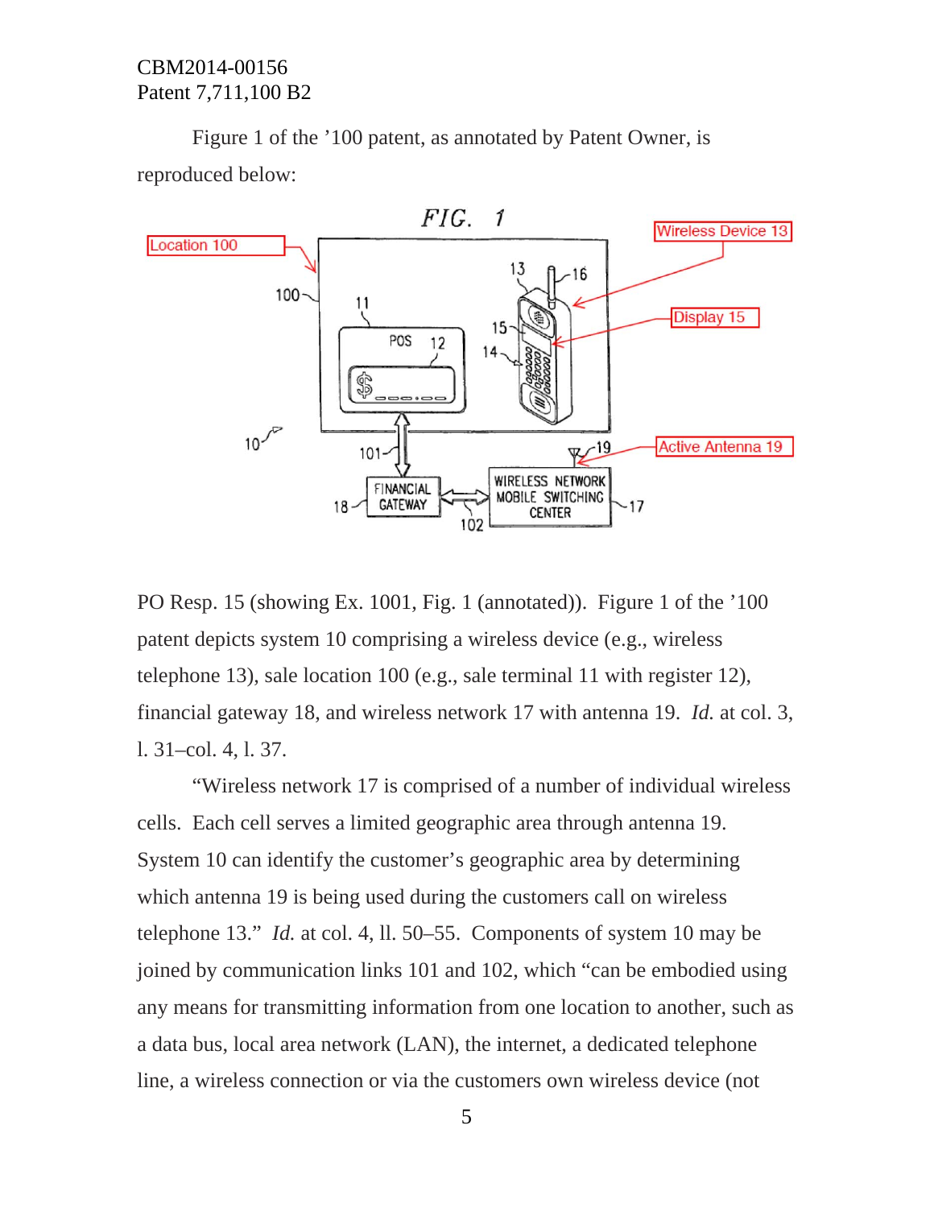Figure 1 of the ’100 patent, as annotated by Patent Owner, is reproduced below:

PO Resp. 15 (showing Ex. 1001, Fig. 1 (annotated)). Figure 1 of the ’100 patent depicts system 10 comprising a wireless device (e.g., wireless telephone 13), sale location 100 (e.g., sale terminal 11 with register 12), financial gateway 18, and wireless network 17 with antenna 19. *Id.* at col. 3, l. 31–col. 4, l. 37.

“Wireless network 17 is comprised of a number of individual wireless cells. Each cell serves a limited geographic area through antenna 19. System 10 can identify the customer’s geographic area by determining which antenna 19 is being used during the customers call on wireless telephone 13.” *Id.* at col. 4, ll. 50–55. Components of system 10 may be joined by communication links 101 and 102, which “can be embodied using any means for transmitting information from one location to another, such as a data bus, local area network (LAN), the internet, a dedicated telephone line, a wireless connection or via the customers own wireless device (not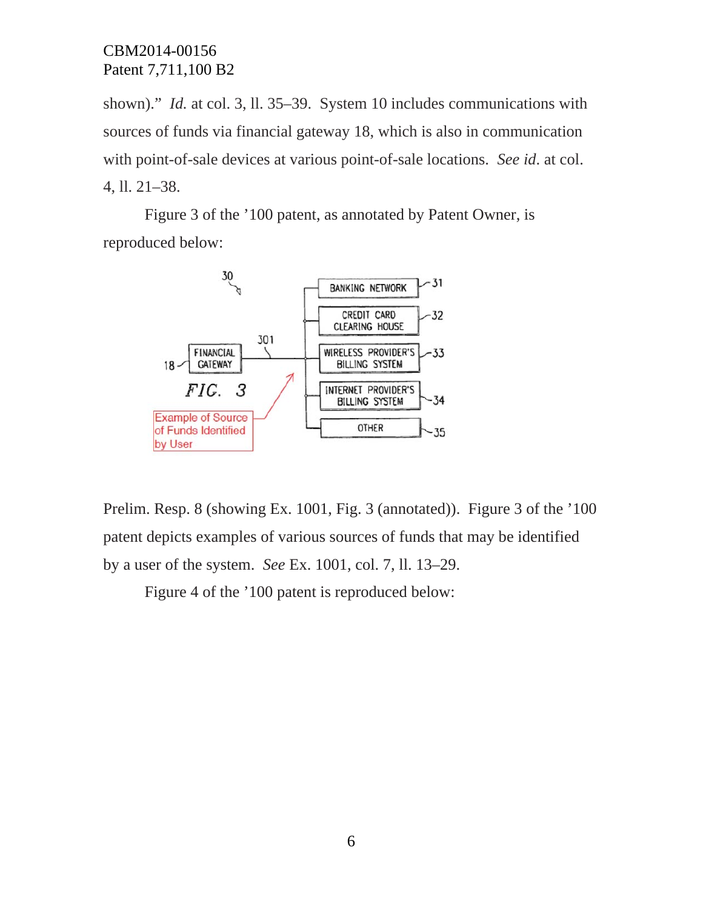shown)." *Id.* at col. 3, ll. 35–39. System 10 includes communications with sources of funds via financial gateway 18, which is also in communication with point-of-sale devices at various point-of-sale locations. *See id.* at col. 4, ll. 21–38.

Figure 3 of the '100 patent, as annotated by Patent Owner, is reproduced below:

Prelim. Resp. 8 (showing Ex. 1001, Fig. 3 (annotated)). Figure 3 of the '100 patent depicts examples of various sources of funds that may be identified by a user of the system. *See* Ex. 1001, col. 7, ll. 13–29.

Figure 4 of the '100 patent is reproduced below: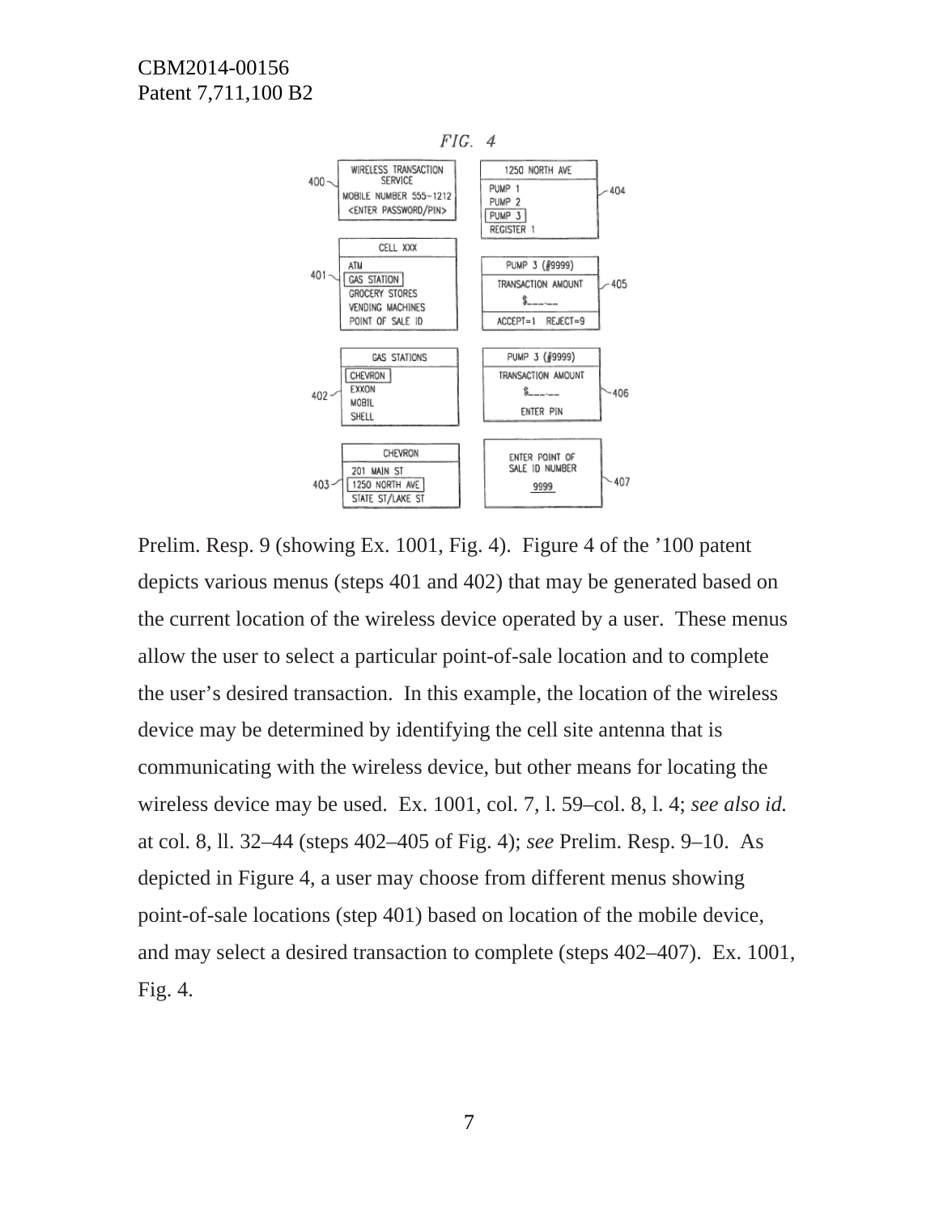FIG. 4

Prelim. Resp. 9 (showing Ex. 1001, Fig. 4). Figure 4 of the ’100 patent depicts various menus (steps 401 and 402) that may be generated based on the current location of the wireless device operated by a user. These menus allow the user to select a particular point-of-sale location and to complete the user’s desired transaction. In this example, the location of the wireless device may be determined by identifying the cell site antenna that is communicating with the wireless device, but other means for locating the wireless device may be used. Ex. 1001, col. 7, l. 59–col. 8, l. 4; *see also id.* at col. 8, ll. 32–44 (steps 402–405 of Fig. 4); *see* Prelim. Resp. 9–10. As depicted in Figure 4, a user may choose from different menus showing point-of-sale locations (step 401) based on location of the mobile device, and may select a desired transaction to complete (steps 402–407). Ex. 1001, Fig. 4.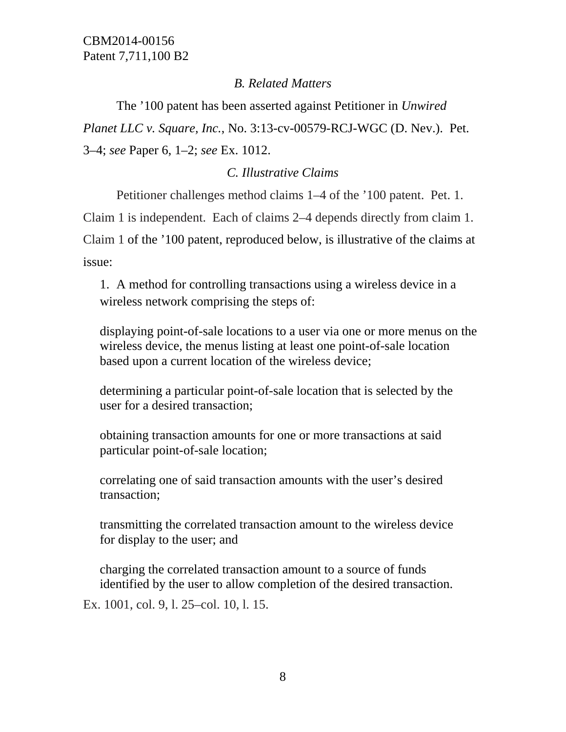### *B. Related Matters*

The ’100 patent has been asserted against Petitioner in *Unwired Planet LLC v. Square, Inc.*, No. 3:13-cv-00579-RCJ-WGC (D. Nev.). Pet. 3–4; *see* Paper 6, 1–2; *see* Ex. 1012.

### *C. Illustrative Claims*

Petitioner challenges method claims 1–4 of the ’100 patent. Pet. 1. Claim 1 is independent. Each of claims 2–4 depends directly from claim 1. Claim 1 of the ’100 patent, reproduced below, is illustrative of the claims at issue:

> 1. A method for controlling transactions using a wireless device in a wireless network comprising the steps of:
>
> displaying point-of-sale locations to a user via one or more menus on the wireless device, the menus listing at least one point-of-sale location based upon a current location of the wireless device;
>
> determining a particular point-of-sale location that is selected by the user for a desired transaction;
>
> obtaining transaction amounts for one or more transactions at said particular point-of-sale location;
>
> correlating one of said transaction amounts with the user’s desired transaction;
>
> transmitting the correlated transaction amount to the wireless device for display to the user; and
>
> charging the correlated transaction amount to a source of funds identified by the user to allow completion of the desired transaction.

Ex. 1001, col. 9, l. 25–col. 10, l. 15.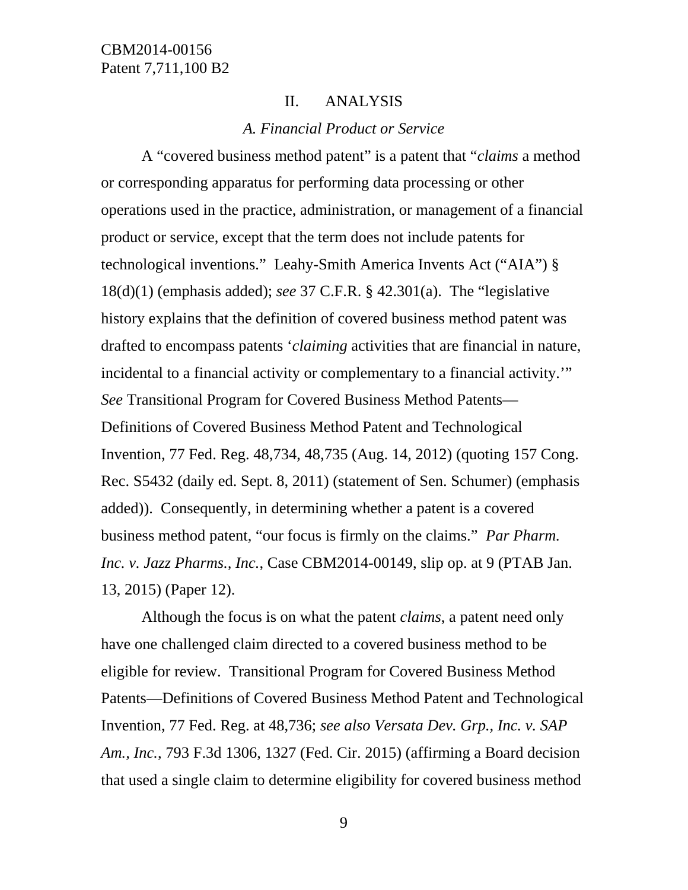## II. ANALYSIS

### *A. Financial Product or Service*

A "covered business method patent" is a patent that "*claims* a method or corresponding apparatus for performing data processing or other operations used in the practice, administration, or management of a financial product or service, except that the term does not include patents for technological inventions." Leahy-Smith America Invents Act ("AIA") § 18(d)(1) (emphasis added); *see* 37 C.F.R. § 42.301(a). The "legislative history explains that the definition of covered business method patent was drafted to encompass patents '*claiming* activities that are financial in nature, incidental to a financial activity or complementary to a financial activity.'" *See* Transitional Program for Covered Business Method Patents—Definitions of Covered Business Method Patent and Technological Invention, 77 Fed. Reg. 48,734, 48,735 (Aug. 14, 2012) (quoting 157 Cong. Rec. S5432 (daily ed. Sept. 8, 2011) (statement of Sen. Schumer) (emphasis added)). Consequently, in determining whether a patent is a covered business method patent, "our focus is firmly on the claims." *Par Pharm. Inc. v. Jazz Pharms., Inc.*, Case CBM2014-00149, slip op. at 9 (PTAB Jan. 13, 2015) (Paper 12).

Although the focus is on what the patent *claims*, a patent need only have one challenged claim directed to a covered business method to be eligible for review. Transitional Program for Covered Business Method Patents—Definitions of Covered Business Method Patent and Technological Invention, 77 Fed. Reg. at 48,736; *see also Versata Dev. Grp., Inc. v. SAP Am., Inc.*, 793 F.3d 1306, 1327 (Fed. Cir. 2015) (affirming a Board decision that used a single claim to determine eligibility for covered business method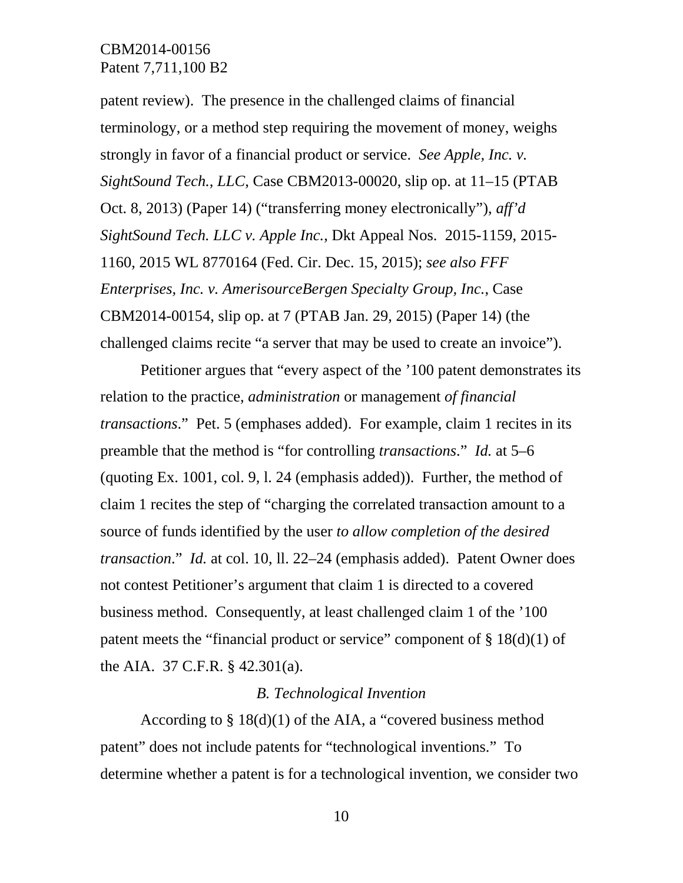patent review). The presence in the challenged claims of financial terminology, or a method step requiring the movement of money, weighs strongly in favor of a financial product or service. *See Apple, Inc. v. SightSound Tech., LLC*, Case CBM2013-00020, slip op. at 11–15 (PTAB Oct. 8, 2013) (Paper 14) ("transferring money electronically"), *aff'd SightSound Tech. LLC v. Apple Inc.*, Dkt Appeal Nos. 2015-1159, 2015-1160, 2015 WL 8770164 (Fed. Cir. Dec. 15, 2015); *see also FFF Enterprises, Inc. v. AmerisourceBergen Specialty Group, Inc.*, Case CBM2014-00154, slip op. at 7 (PTAB Jan. 29, 2015) (Paper 14) (the challenged claims recite "a server that may be used to create an invoice").

Petitioner argues that "every aspect of the '100 patent demonstrates its relation to the practice, *administration* or management *of financial transactions*." Pet. 5 (emphases added). For example, claim 1 recites in its preamble that the method is "for controlling *transactions*." *Id.* at 5–6 (quoting Ex. 1001, col. 9, l. 24 (emphasis added)). Further, the method of claim 1 recites the step of "charging the correlated transaction amount to a source of funds identified by the user *to allow completion of the desired transaction*." *Id.* at col. 10, ll. 22–24 (emphasis added). Patent Owner does not contest Petitioner's argument that claim 1 is directed to a covered business method. Consequently, at least challenged claim 1 of the '100 patent meets the "financial product or service" component of § 18(d)(1) of the AIA. 37 C.F.R. § 42.301(a).

### *B. Technological Invention*

According to § 18(d)(1) of the AIA, a "covered business method patent" does not include patents for "technological inventions." To determine whether a patent is for a technological invention, we consider two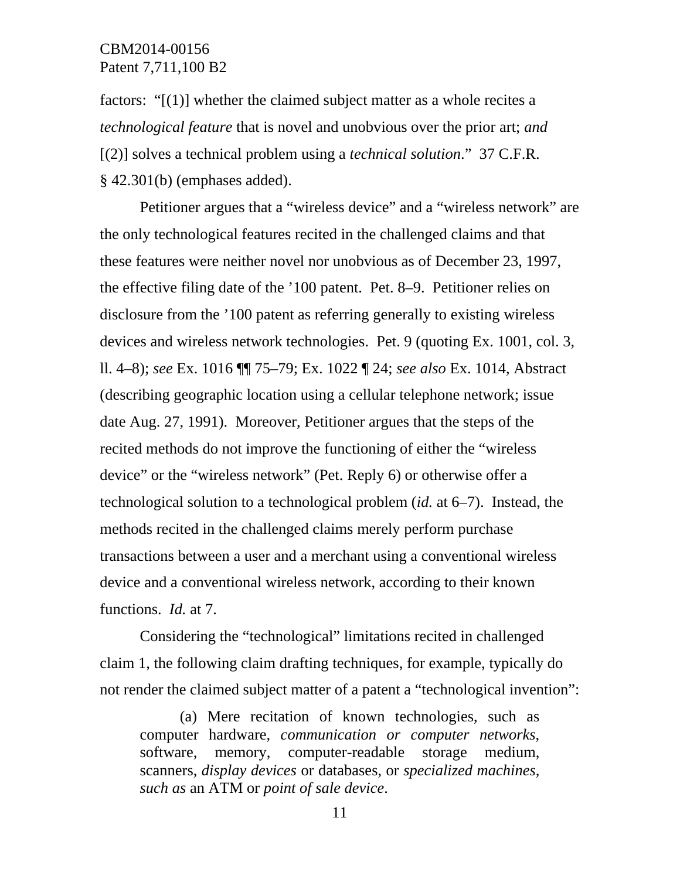factors: "[(1)] whether the claimed subject matter as a whole recites a *technological feature* that is novel and unobvious over the prior art; *and* [(2)] solves a technical problem using a *technical solution*." 37 C.F.R. § 42.301(b) (emphases added).

Petitioner argues that a "wireless device" and a "wireless network" are the only technological features recited in the challenged claims and that these features were neither novel nor unobvious as of December 23, 1997, the effective filing date of the '100 patent. Pet. 8–9. Petitioner relies on disclosure from the '100 patent as referring generally to existing wireless devices and wireless network technologies. Pet. 9 (quoting Ex. 1001, col. 3, ll. 4–8); *see* Ex. 1016 ¶¶ 75–79; Ex. 1022 ¶ 24; *see also* Ex. 1014, Abstract (describing geographic location using a cellular telephone network; issue date Aug. 27, 1991). Moreover, Petitioner argues that the steps of the recited methods do not improve the functioning of either the "wireless device" or the "wireless network" (Pet. Reply 6) or otherwise offer a technological solution to a technological problem (*id.* at 6–7). Instead, the methods recited in the challenged claims merely perform purchase transactions between a user and a merchant using a conventional wireless device and a conventional wireless network, according to their known functions. *Id.* at 7.

Considering the "technological" limitations recited in challenged claim 1, the following claim drafting techniques, for example, typically do not render the claimed subject matter of a patent a "technological invention":

> (a) Mere recitation of known technologies, such as computer hardware, *communication or computer networks*, software, memory, computer-readable storage medium, scanners, *display devices* or databases, or *specialized machines, such as* an ATM or *point of sale device*.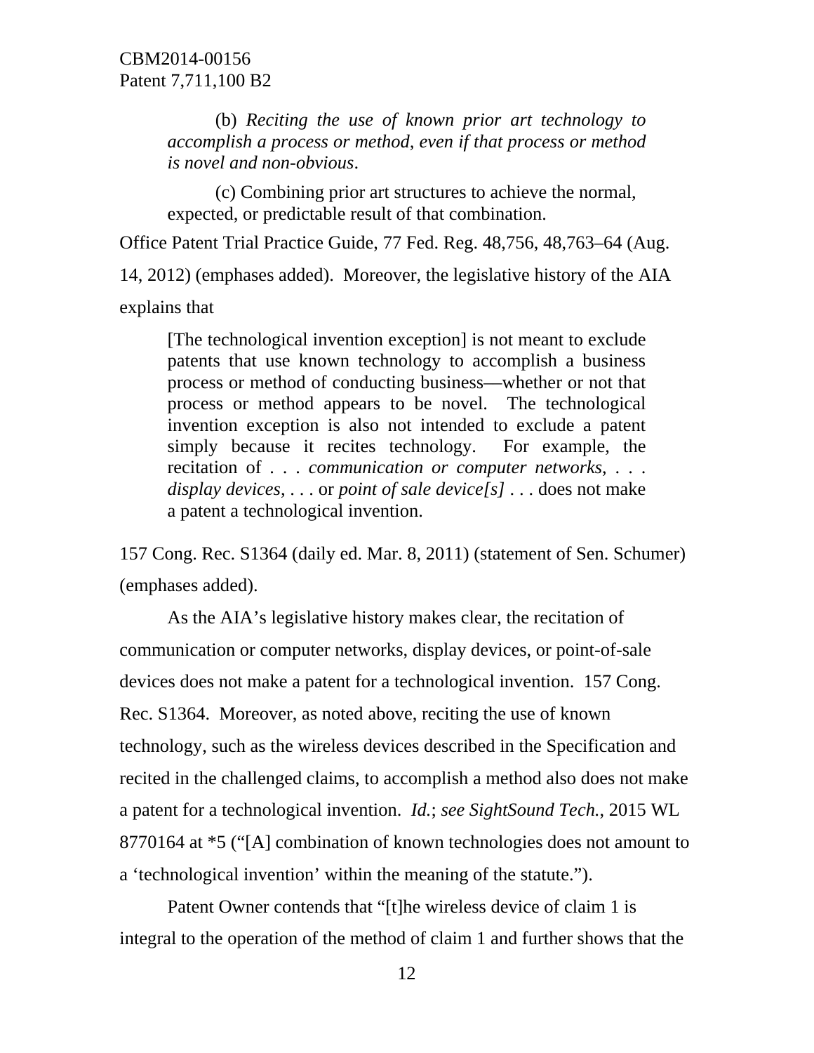> (b) *Reciting the use of known prior art technology to accomplish a process or method, even if that process or method is novel and non-obvious*.
>
> (c) Combining prior art structures to achieve the normal, expected, or predictable result of that combination.

Office Patent Trial Practice Guide, 77 Fed. Reg. 48,756, 48,763–64 (Aug. 14, 2012) (emphases added). Moreover, the legislative history of the AIA explains that

> [The technological invention exception] is not meant to exclude patents that use known technology to accomplish a business process or method of conducting business—whether or not that process or method appears to be novel. The technological invention exception is also not intended to exclude a patent simply because it recites technology. For example, the recitation of . . . *communication or computer networks*, . . . *display devices*, . . . or *point of sale device[s]* . . . does not make a patent a technological invention.

157 Cong. Rec. S1364 (daily ed. Mar. 8, 2011) (statement of Sen. Schumer) (emphases added).

As the AIA's legislative history makes clear, the recitation of communication or computer networks, display devices, or point-of-sale devices does not make a patent for a technological invention. 157 Cong. Rec. S1364. Moreover, as noted above, reciting the use of known technology, such as the wireless devices described in the Specification and recited in the challenged claims, to accomplish a method also does not make a patent for a technological invention. *Id.*; *see SightSound Tech.*, 2015 WL 8770164 at *5 ("[A] combination of known technologies does not amount to a 'technological invention' within the meaning of the statute.").

Patent Owner contends that "[t]he wireless device of claim 1 is integral to the operation of the method of claim 1 and further shows that the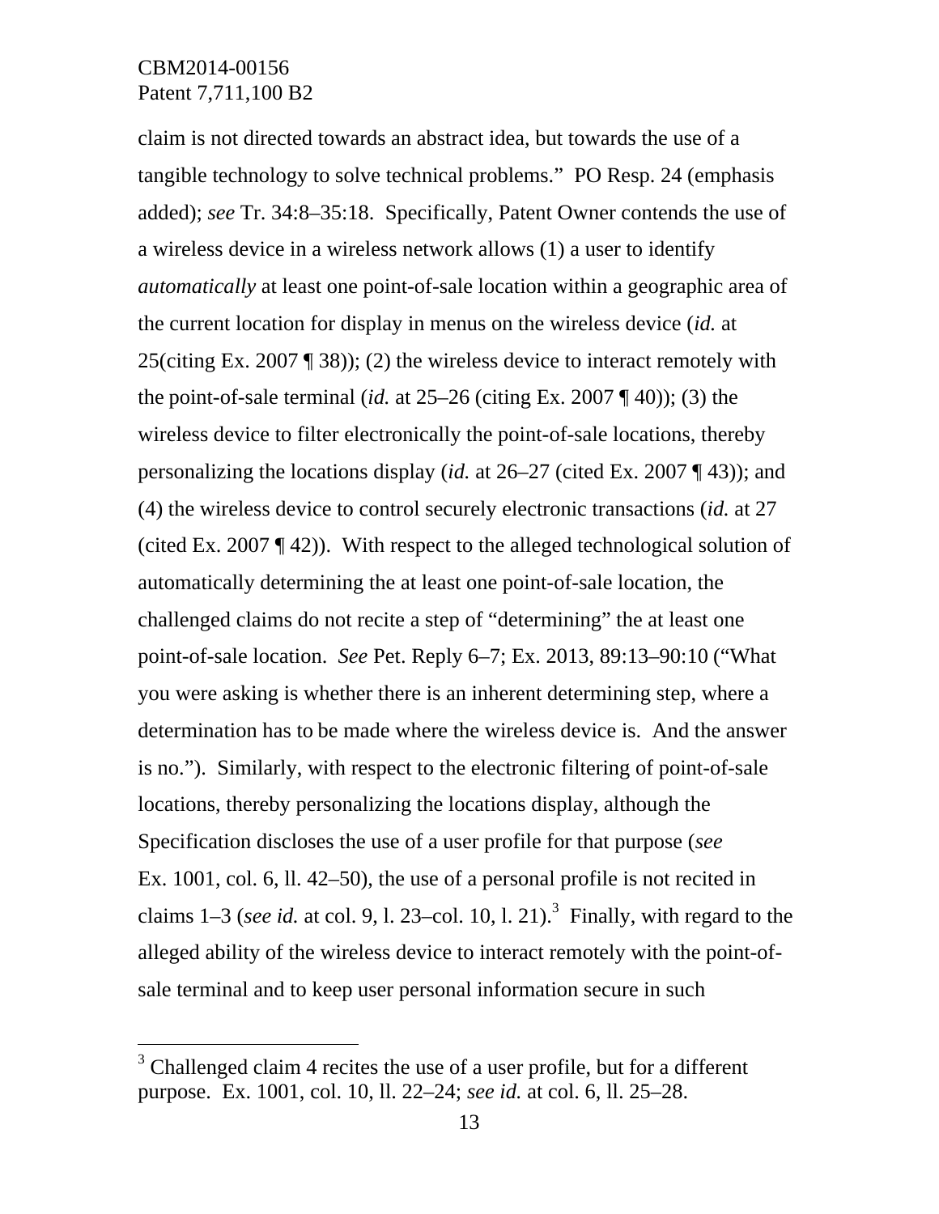claim is not directed towards an abstract idea, but towards the use of a tangible technology to solve technical problems." PO Resp. 24 (emphasis added); *see* Tr. 34:8–35:18. Specifically, Patent Owner contends the use of a wireless device in a wireless network allows (1) a user to identify *automatically* at least one point-of-sale location within a geographic area of the current location for display in menus on the wireless device (*id.* at 25(citing Ex. 2007 ¶ 38)); (2) the wireless device to interact remotely with the point-of-sale terminal (*id.* at 25–26 (citing Ex. 2007 ¶ 40)); (3) the wireless device to filter electronically the point-of-sale locations, thereby personalizing the locations display (*id.* at 26–27 (cited Ex. 2007 ¶ 43)); and (4) the wireless device to control securely electronic transactions (*id.* at 27 (cited Ex. 2007 ¶ 42)). With respect to the alleged technological solution of automatically determining the at least one point-of-sale location, the challenged claims do not recite a step of "determining" the at least one point-of-sale location. *See* Pet. Reply 6–7; Ex. 2013, 89:13–90:10 ("What you were asking is whether there is an inherent determining step, where a determination has to be made where the wireless device is. And the answer is no."). Similarly, with respect to the electronic filtering of point-of-sale locations, thereby personalizing the locations display, although the Specification discloses the use of a user profile for that purpose (*see* Ex. 1001, col. 6, ll. 42–50), the use of a personal profile is not recited in claims 1–3 (*see id.* at col. 9, l. 23–col. 10, l. 21).[3] Finally, with regard to the alleged ability of the wireless device to interact remotely with the point-of-sale terminal and to keep user personal information secure in such

---

[3] Challenged claim 4 recites the use of a user profile, but for a different purpose. Ex. 1001, col. 10, ll. 22–24; *see id.* at col. 6, ll. 25–28.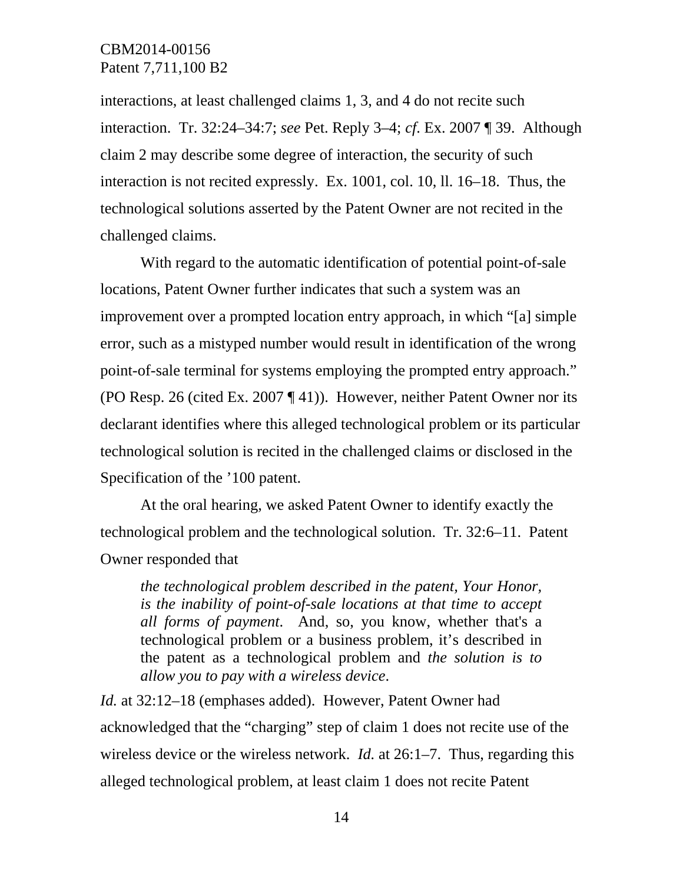interactions, at least challenged claims 1, 3, and 4 do not recite such interaction. Tr. 32:24–34:7; *see* Pet. Reply 3–4; *cf*. Ex. 2007 ¶ 39. Although claim 2 may describe some degree of interaction, the security of such interaction is not recited expressly. Ex. 1001, col. 10, ll. 16–18. Thus, the technological solutions asserted by the Patent Owner are not recited in the challenged claims.

With regard to the automatic identification of potential point-of-sale locations, Patent Owner further indicates that such a system was an improvement over a prompted location entry approach, in which "[a] simple error, such as a mistyped number would result in identification of the wrong point-of-sale terminal for systems employing the prompted entry approach." (PO Resp. 26 (cited Ex. 2007 ¶ 41)). However, neither Patent Owner nor its declarant identifies where this alleged technological problem or its particular technological solution is recited in the challenged claims or disclosed in the Specification of the '100 patent.

At the oral hearing, we asked Patent Owner to identify exactly the technological problem and the technological solution. Tr. 32:6–11. Patent Owner responded that

> *the technological problem described in the patent, Your Honor, is the inability of point-of-sale locations at that time to accept all forms of payment*. And, so, you know, whether that's a technological problem or a business problem, it's described in the patent as a technological problem and *the solution is to allow you to pay with a wireless device*.

*Id.* at 32:12–18 (emphases added). However, Patent Owner had acknowledged that the "charging" step of claim 1 does not recite use of the wireless device or the wireless network. *Id.* at 26:1–7. Thus, regarding this alleged technological problem, at least claim 1 does not recite Patent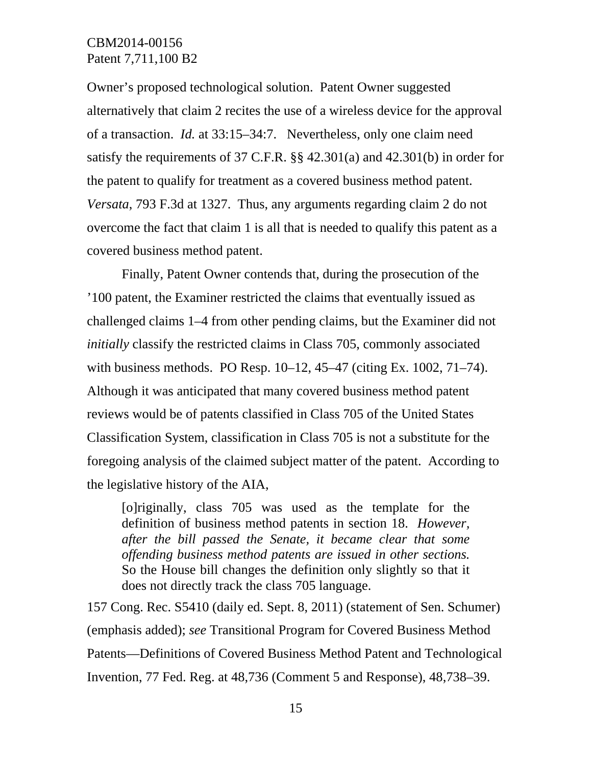Owner's proposed technological solution. Patent Owner suggested alternatively that claim 2 recites the use of a wireless device for the approval of a transaction. *Id.* at 33:15–34:7. Nevertheless, only one claim need satisfy the requirements of 37 C.F.R. §§ 42.301(a) and 42.301(b) in order for the patent to qualify for treatment as a covered business method patent. *Versata*, 793 F.3d at 1327. Thus, any arguments regarding claim 2 do not overcome the fact that claim 1 is all that is needed to qualify this patent as a covered business method patent.

Finally, Patent Owner contends that, during the prosecution of the '100 patent, the Examiner restricted the claims that eventually issued as challenged claims 1–4 from other pending claims, but the Examiner did not *initially* classify the restricted claims in Class 705, commonly associated with business methods. PO Resp. 10–12, 45–47 (citing Ex. 1002, 71–74). Although it was anticipated that many covered business method patent reviews would be of patents classified in Class 705 of the United States Classification System, classification in Class 705 is not a substitute for the foregoing analysis of the claimed subject matter of the patent. According to the legislative history of the AIA,

> [o]riginally, class 705 was used as the template for the definition of business method patents in section 18. *However, after the bill passed the Senate, it became clear that some offending business method patents are issued in other sections.* So the House bill changes the definition only slightly so that it does not directly track the class 705 language.

157 Cong. Rec. S5410 (daily ed. Sept. 8, 2011) (statement of Sen. Schumer) (emphasis added); *see* Transitional Program for Covered Business Method Patents—Definitions of Covered Business Method Patent and Technological Invention, 77 Fed. Reg. at 48,736 (Comment 5 and Response), 48,738–39.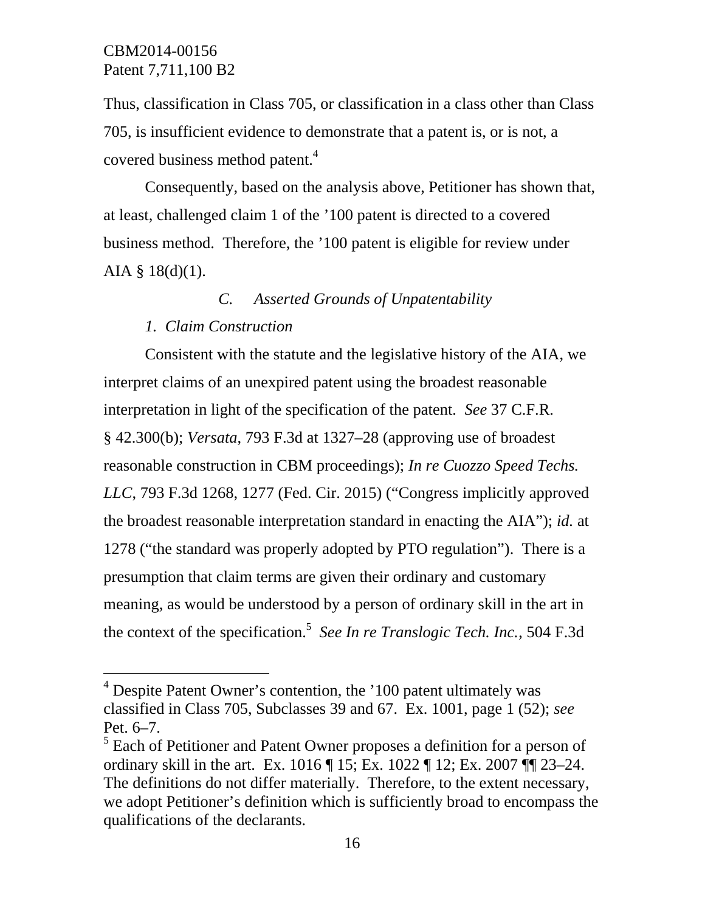Thus, classification in Class 705, or classification in a class other than Class 705, is insufficient evidence to demonstrate that a patent is, or is not, a covered business method patent.[4]

Consequently, based on the analysis above, Petitioner has shown that, at least, challenged claim 1 of the '100 patent is directed to a covered business method. Therefore, the '100 patent is eligible for review under AIA § 18(d)(1).

### *C. Asserted Grounds of Unpatentability*

#### *1. Claim Construction*

Consistent with the statute and the legislative history of the AIA, we interpret claims of an unexpired patent using the broadest reasonable interpretation in light of the specification of the patent. *See* 37 C.F.R. § 42.300(b); *Versata*, 793 F.3d at 1327–28 (approving use of broadest reasonable construction in CBM proceedings); *In re Cuozzo Speed Techs. LLC*, 793 F.3d 1268, 1277 (Fed. Cir. 2015) ("Congress implicitly approved the broadest reasonable interpretation standard in enacting the AIA"); *id.* at 1278 ("the standard was properly adopted by PTO regulation"). There is a presumption that claim terms are given their ordinary and customary meaning, as would be understood by a person of ordinary skill in the art in the context of the specification.[5] *See In re Translogic Tech. Inc.*, 504 F.3d

---

[4] Despite Patent Owner's contention, the '100 patent ultimately was classified in Class 705, Subclasses 39 and 67. Ex. 1001, page 1 (52); *see* Pet. 6–7.

[5] Each of Petitioner and Patent Owner proposes a definition for a person of ordinary skill in the art. Ex. 1016 ¶ 15; Ex. 1022 ¶ 12; Ex. 2007 ¶¶ 23–24. The definitions do not differ materially. Therefore, to the extent necessary, we adopt Petitioner's definition which is sufficiently broad to encompass the qualifications of the declarants.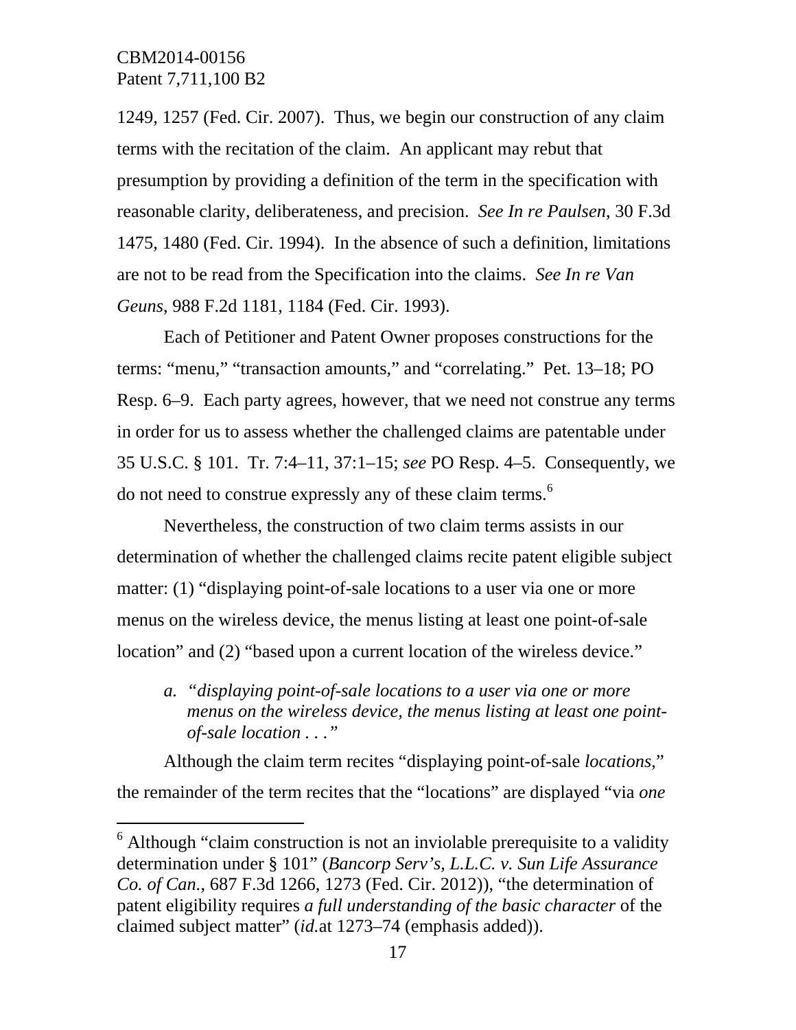1249, 1257 (Fed. Cir. 2007). Thus, we begin our construction of any claim terms with the recitation of the claim. An applicant may rebut that presumption by providing a definition of the term in the specification with reasonable clarity, deliberateness, and precision. *See In re Paulsen*, 30 F.3d 1475, 1480 (Fed. Cir. 1994). In the absence of such a definition, limitations are not to be read from the Specification into the claims. *See In re Van Geuns*, 988 F.2d 1181, 1184 (Fed. Cir. 1993).

Each of Petitioner and Patent Owner proposes constructions for the terms: "menu," "transaction amounts," and "correlating." Pet. 13–18; PO Resp. 6–9. Each party agrees, however, that we need not construe any terms in order for us to assess whether the challenged claims are patentable under 35 U.S.C. § 101. Tr. 7:4–11, 37:1–15; *see* PO Resp. 4–5. Consequently, we do not need to construe expressly any of these claim terms.[6]

Nevertheless, the construction of two claim terms assists in our determination of whether the challenged claims recite patent eligible subject matter: (1) "displaying point-of-sale locations to a user via one or more menus on the wireless device, the menus listing at least one point-of-sale location" and (2) "based upon a current location of the wireless device."

*a. "displaying point-of-sale locations to a user via one or more menus on the wireless device, the menus listing at least one point-of-sale location . . ."*

Although the claim term recites "displaying point-of-sale *locations*," the remainder of the term recites that the "locations" are displayed "via *one*

[6] Although "claim construction is not an inviolable prerequisite to a validity determination under § 101" (*Bancorp Serv's, L.L.C. v. Sun Life Assurance Co. of Can.*, 687 F.3d 1266, 1273 (Fed. Cir. 2012)), "the determination of patent eligibility requires *a full understanding of the basic character* of the claimed subject matter" (*id.*at 1273–74 (emphasis added)).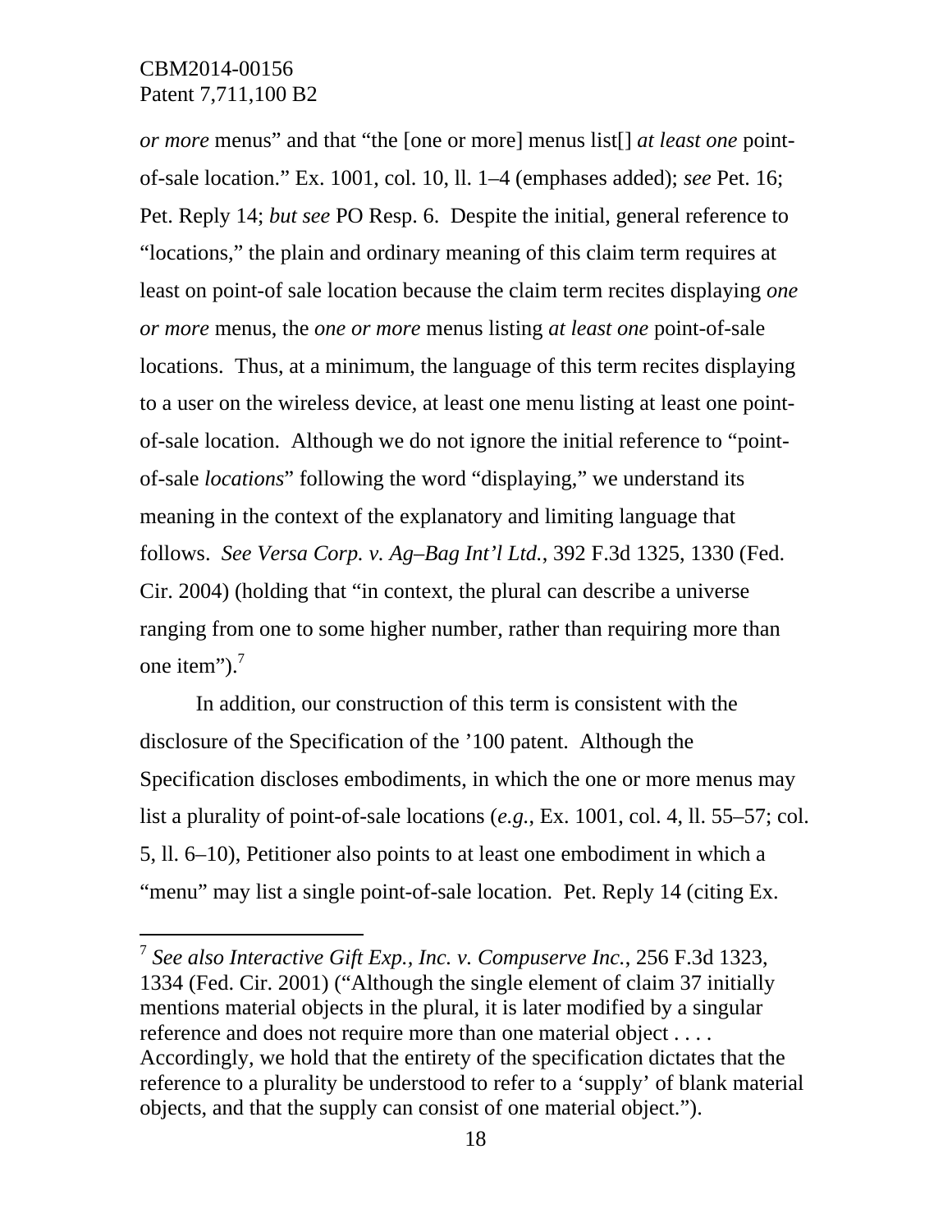*or more* menus" and that "the [one or more] menus list[] *at least one* point-of-sale location." Ex. 1001, col. 10, ll. 1–4 (emphases added); *see* Pet. 16; Pet. Reply 14; *but see* PO Resp. 6. Despite the initial, general reference to "locations," the plain and ordinary meaning of this claim term requires at least on point-of sale location because the claim term recites displaying *one or more* menus, the *one or more* menus listing *at least one* point-of-sale locations. Thus, at a minimum, the language of this term recites displaying to a user on the wireless device, at least one menu listing at least one point-of-sale location. Although we do not ignore the initial reference to "point-of-sale *locations*" following the word "displaying," we understand its meaning in the context of the explanatory and limiting language that follows. *See Versa Corp. v. Ag–Bag Int'l Ltd.*, 392 F.3d 1325, 1330 (Fed. Cir. 2004) (holding that "in context, the plural can describe a universe ranging from one to some higher number, rather than requiring more than one item").[7]

In addition, our construction of this term is consistent with the disclosure of the Specification of the '100 patent. Although the Specification discloses embodiments, in which the one or more menus may list a plurality of point-of-sale locations (*e.g.*, Ex. 1001, col. 4, ll. 55–57; col. 5, ll. 6–10), Petitioner also points to at least one embodiment in which a "menu" may list a single point-of-sale location. Pet. Reply 14 (citing Ex.

---

[7] *See also Interactive Gift Exp., Inc. v. Compuserve Inc.*, 256 F.3d 1323, 1334 (Fed. Cir. 2001) ("Although the single element of claim 37 initially mentions material objects in the plural, it is later modified by a singular reference and does not require more than one material object . . . . Accordingly, we hold that the entirety of the specification dictates that the reference to a plurality be understood to refer to a 'supply' of blank material objects, and that the supply can consist of one material object.").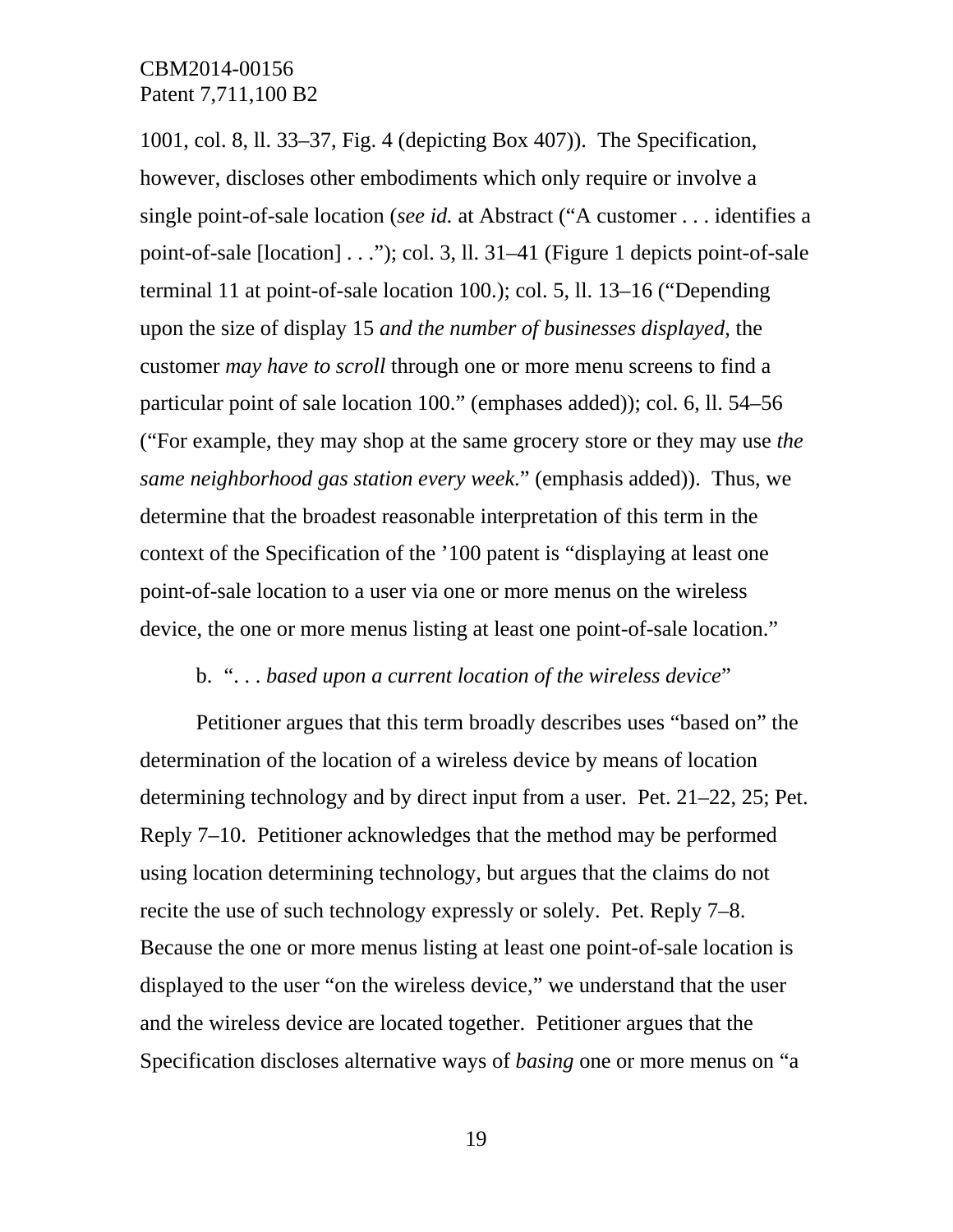1001, col. 8, ll. 33–37, Fig. 4 (depicting Box 407)). The Specification, however, discloses other embodiments which only require or involve a single point-of-sale location (*see id.* at Abstract ("A customer . . . identifies a point-of-sale [location] . . ."); col. 3, ll. 31–41 (Figure 1 depicts point-of-sale terminal 11 at point-of-sale location 100.); col. 5, ll. 13–16 ("Depending upon the size of display 15 *and the number of businesses displayed*, the customer *may have to scroll* through one or more menu screens to find a particular point of sale location 100." (emphases added)); col. 6, ll. 54–56 ("For example, they may shop at the same grocery store or they may use *the same neighborhood gas station every week*." (emphasis added)). Thus, we determine that the broadest reasonable interpretation of this term in the context of the Specification of the '100 patent is "displaying at least one point-of-sale location to a user via one or more menus on the wireless device, the one or more menus listing at least one point-of-sale location."

b. "*. . . based upon a current location of the wireless device*"

Petitioner argues that this term broadly describes uses "based on" the determination of the location of a wireless device by means of location determining technology and by direct input from a user. Pet. 21–22, 25; Pet. Reply 7–10. Petitioner acknowledges that the method may be performed using location determining technology, but argues that the claims do not recite the use of such technology expressly or solely. Pet. Reply 7–8. Because the one or more menus listing at least one point-of-sale location is displayed to the user "on the wireless device," we understand that the user and the wireless device are located together. Petitioner argues that the Specification discloses alternative ways of *basing* one or more menus on "a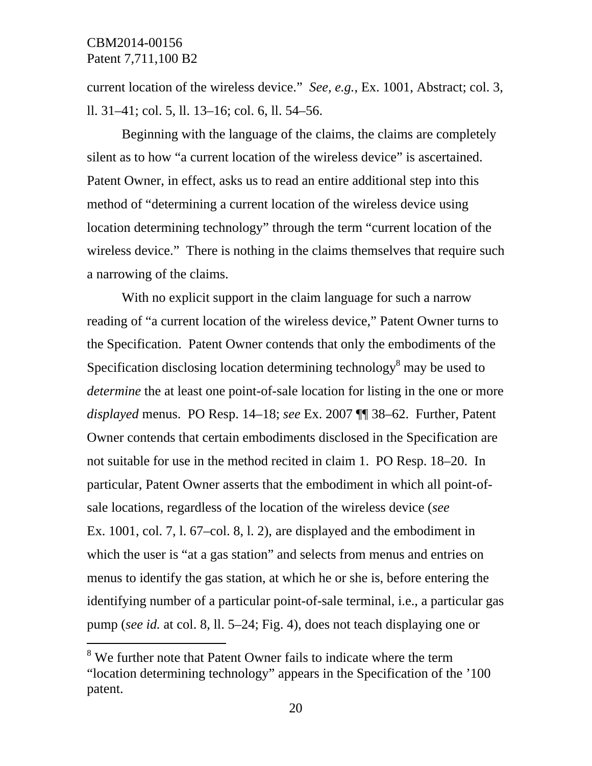current location of the wireless device." *See, e.g.*, Ex. 1001, Abstract; col. 3, ll. 31–41; col. 5, ll. 13–16; col. 6, ll. 54–56.

Beginning with the language of the claims, the claims are completely silent as to how "a current location of the wireless device" is ascertained. Patent Owner, in effect, asks us to read an entire additional step into this method of "determining a current location of the wireless device using location determining technology" through the term "current location of the wireless device." There is nothing in the claims themselves that require such a narrowing of the claims.

With no explicit support in the claim language for such a narrow reading of "a current location of the wireless device," Patent Owner turns to the Specification. Patent Owner contends that only the embodiments of the Specification disclosing location determining technology[8] may be used to *determine* the at least one point-of-sale location for listing in the one or more *displayed* menus. PO Resp. 14–18; *see* Ex. 2007 ¶¶ 38–62. Further, Patent Owner contends that certain embodiments disclosed in the Specification are not suitable for use in the method recited in claim 1. PO Resp. 18–20. In particular, Patent Owner asserts that the embodiment in which all point-of-sale locations, regardless of the location of the wireless device (*see* Ex. 1001, col. 7, l. 67–col. 8, l. 2), are displayed and the embodiment in which the user is "at a gas station" and selects from menus and entries on menus to identify the gas station, at which he or she is, before entering the identifying number of a particular point-of-sale terminal, i.e., a particular gas pump (*see id.* at col. 8, ll. 5–24; Fig. 4), does not teach displaying one or

---

[8] We further note that Patent Owner fails to indicate where the term "location determining technology" appears in the Specification of the '100 patent.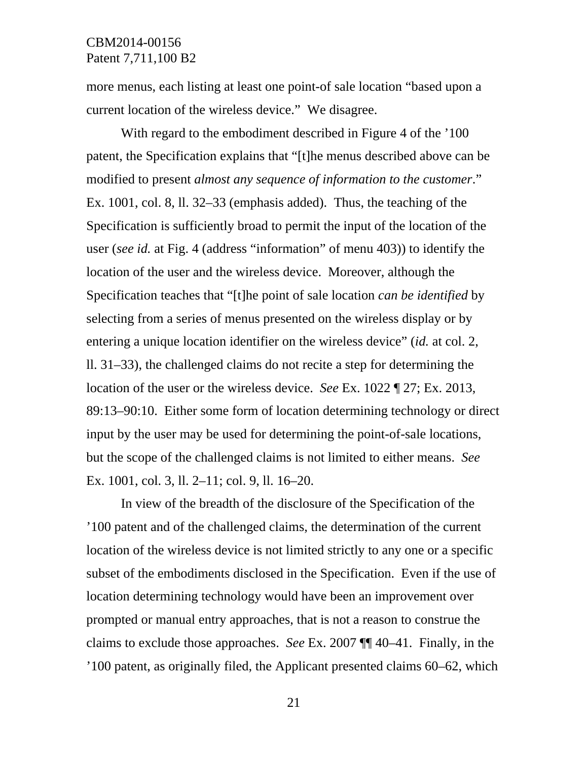more menus, each listing at least one point-of sale location "based upon a current location of the wireless device." We disagree.

With regard to the embodiment described in Figure 4 of the '100 patent, the Specification explains that "[t]he menus described above can be modified to present *almost any sequence of information to the customer*." Ex. 1001, col. 8, ll. 32–33 (emphasis added). Thus, the teaching of the Specification is sufficiently broad to permit the input of the location of the user (*see id.* at Fig. 4 (address "information" of menu 403)) to identify the location of the user and the wireless device. Moreover, although the Specification teaches that "[t]he point of sale location *can be identified* by selecting from a series of menus presented on the wireless display or by entering a unique location identifier on the wireless device" (*id.* at col. 2, ll. 31–33), the challenged claims do not recite a step for determining the location of the user or the wireless device. *See* Ex. 1022 ¶ 27; Ex. 2013, 89:13–90:10. Either some form of location determining technology or direct input by the user may be used for determining the point-of-sale locations, but the scope of the challenged claims is not limited to either means. *See* Ex. 1001, col. 3, ll. 2–11; col. 9, ll. 16–20.

In view of the breadth of the disclosure of the Specification of the '100 patent and of the challenged claims, the determination of the current location of the wireless device is not limited strictly to any one or a specific subset of the embodiments disclosed in the Specification. Even if the use of location determining technology would have been an improvement over prompted or manual entry approaches, that is not a reason to construe the claims to exclude those approaches. *See* Ex. 2007 ¶¶ 40–41. Finally, in the '100 patent, as originally filed, the Applicant presented claims 60–62, which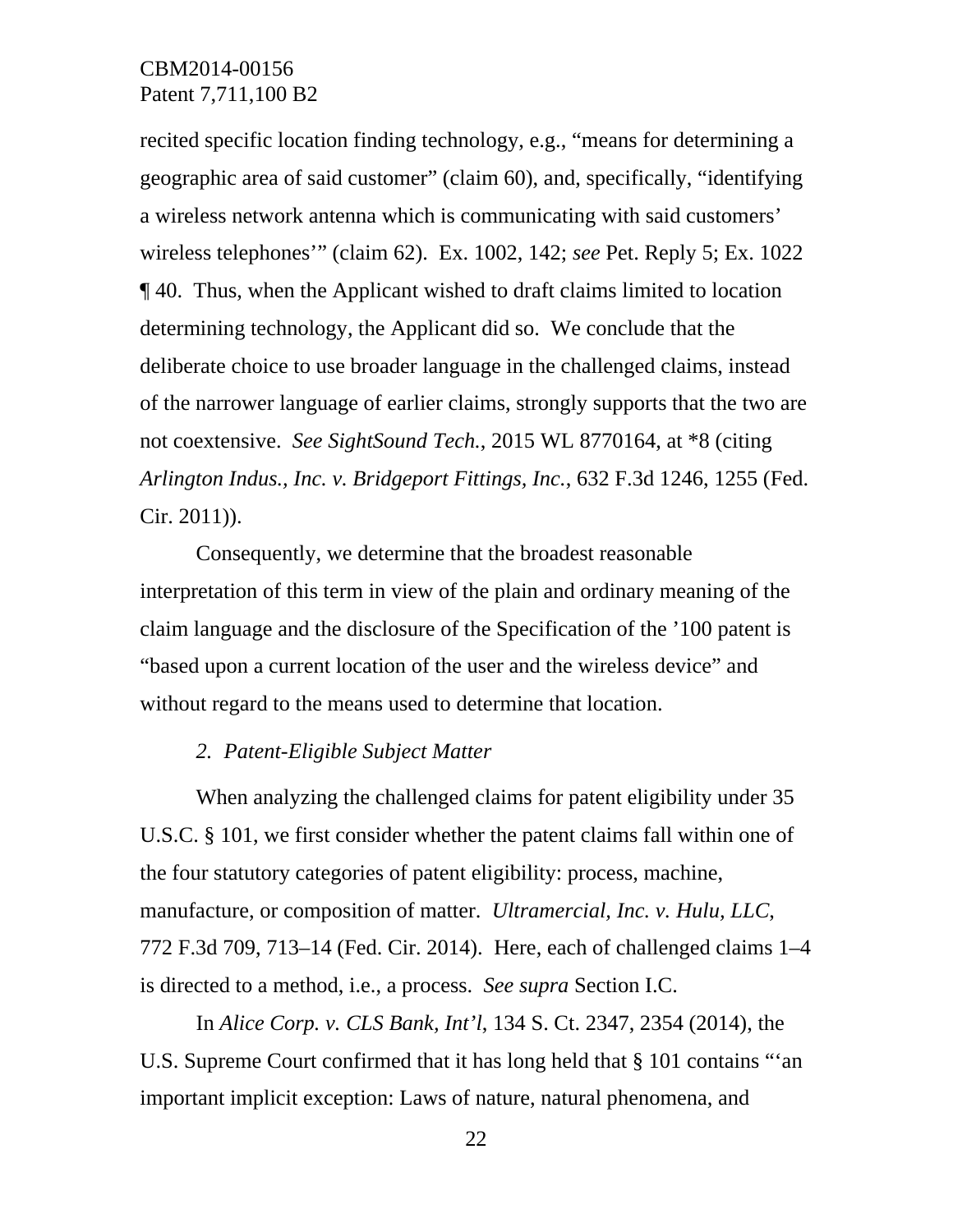recited specific location finding technology, e.g., "means for determining a geographic area of said customer" (claim 60), and, specifically, "identifying a wireless network antenna which is communicating with said customers' wireless telephones'" (claim 62). Ex. 1002, 142; *see* Pet. Reply 5; Ex. 1022 ¶ 40. Thus, when the Applicant wished to draft claims limited to location determining technology, the Applicant did so. We conclude that the deliberate choice to use broader language in the challenged claims, instead of the narrower language of earlier claims, strongly supports that the two are not coextensive. *See SightSound Tech.*, 2015 WL 8770164, at *8 (citing *Arlington Indus., Inc. v. Bridgeport Fittings, Inc.*, 632 F.3d 1246, 1255 (Fed. Cir. 2011)).

Consequently, we determine that the broadest reasonable interpretation of this term in view of the plain and ordinary meaning of the claim language and the disclosure of the Specification of the '100 patent is "based upon a current location of the user and the wireless device" and without regard to the means used to determine that location.

*2. Patent-Eligible Subject Matter*

When analyzing the challenged claims for patent eligibility under 35 U.S.C. § 101, we first consider whether the patent claims fall within one of the four statutory categories of patent eligibility: process, machine, manufacture, or composition of matter. *Ultramercial, Inc. v. Hulu, LLC*, 772 F.3d 709, 713–14 (Fed. Cir. 2014). Here, each of challenged claims 1–4 is directed to a method, i.e., a process. *See supra* Section I.C.

In *Alice Corp. v. CLS Bank, Int'l*, 134 S. Ct. 2347, 2354 (2014), the U.S. Supreme Court confirmed that it has long held that § 101 contains "'an important implicit exception: Laws of nature, natural phenomena, and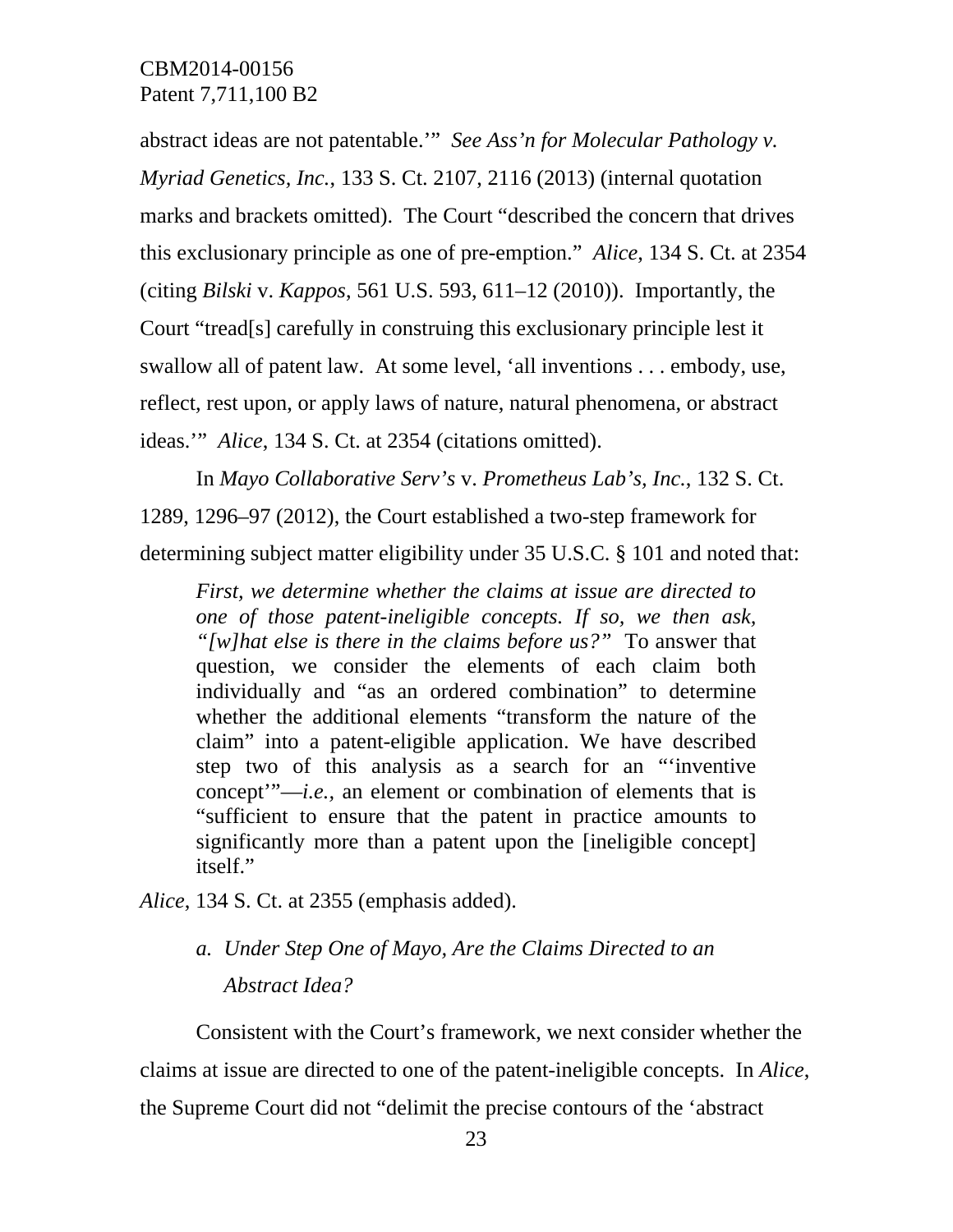abstract ideas are not patentable.'" *See Ass'n for Molecular Pathology v. Myriad Genetics, Inc.*, 133 S. Ct. 2107, 2116 (2013) (internal quotation marks and brackets omitted). The Court "described the concern that drives this exclusionary principle as one of pre-emption." *Alice*, 134 S. Ct. at 2354 (citing *Bilski* v. *Kappos*, 561 U.S. 593, 611–12 (2010)). Importantly, the Court "tread[s] carefully in construing this exclusionary principle lest it swallow all of patent law. At some level, 'all inventions . . . embody, use, reflect, rest upon, or apply laws of nature, natural phenomena, or abstract ideas.'" *Alice*, 134 S. Ct. at 2354 (citations omitted).

In *Mayo Collaborative Serv's* v. *Prometheus Lab's, Inc.*, 132 S. Ct. 1289, 1296–97 (2012), the Court established a two-step framework for determining subject matter eligibility under 35 U.S.C. § 101 and noted that:

> *First, we determine whether the claims at issue are directed to one of those patent-ineligible concepts. If so, we then ask, "[w]hat else is there in the claims before us?"* To answer that question, we consider the elements of each claim both individually and "as an ordered combination" to determine whether the additional elements "transform the nature of the claim" into a patent-eligible application. We have described step two of this analysis as a search for an "'inventive concept'"—*i.e.*, an element or combination of elements that is "sufficient to ensure that the patent in practice amounts to significantly more than a patent upon the [ineligible concept] itself."

*Alice*, 134 S. Ct. at 2355 (emphasis added).

### *a. Under Step One of Mayo, Are the Claims Directed to an Abstract Idea?*

Consistent with the Court's framework, we next consider whether the claims at issue are directed to one of the patent-ineligible concepts. In *Alice*, the Supreme Court did not "delimit the precise contours of the 'abstract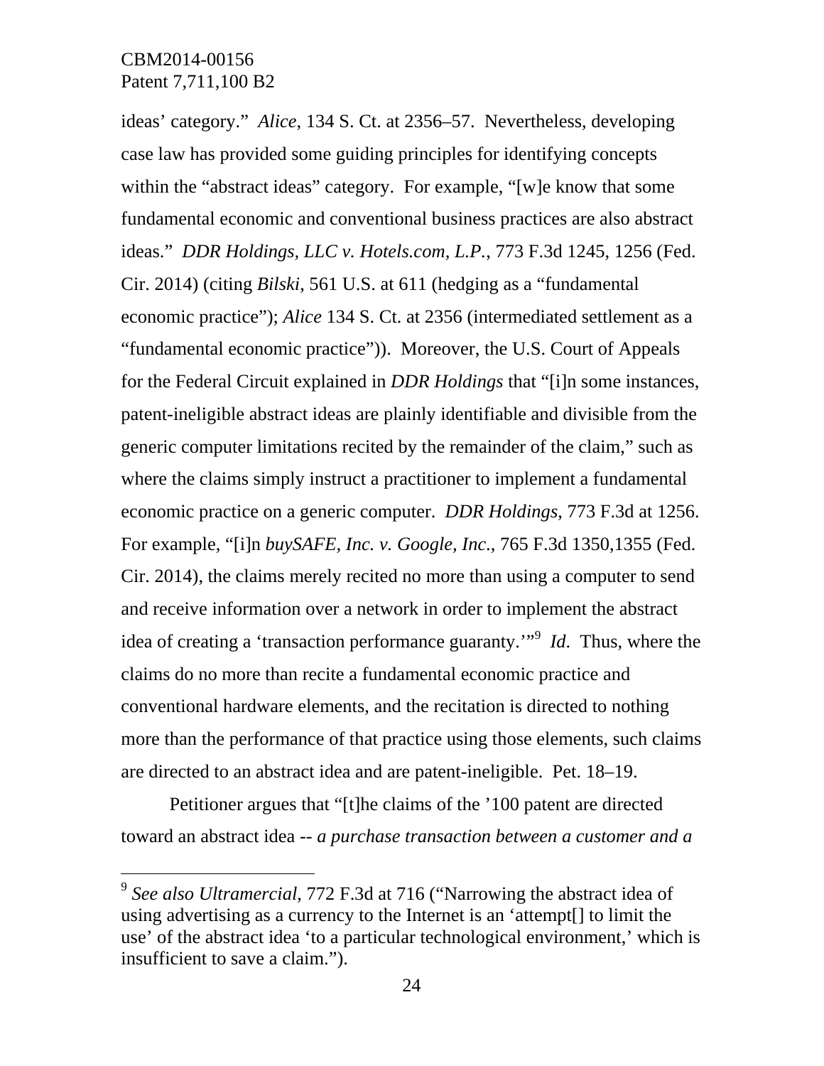ideas' category." *Alice*, 134 S. Ct. at 2356–57. Nevertheless, developing case law has provided some guiding principles for identifying concepts within the "abstract ideas" category. For example, "[w]e know that some fundamental economic and conventional business practices are also abstract ideas." *DDR Holdings, LLC v. Hotels.com, L.P.*, 773 F.3d 1245, 1256 (Fed. Cir. 2014) (citing *Bilski*, 561 U.S. at 611 (hedging as a "fundamental economic practice"); *Alice* 134 S. Ct. at 2356 (intermediated settlement as a "fundamental economic practice")). Moreover, the U.S. Court of Appeals for the Federal Circuit explained in *DDR Holdings* that "[i]n some instances, patent-ineligible abstract ideas are plainly identifiable and divisible from the generic computer limitations recited by the remainder of the claim," such as where the claims simply instruct a practitioner to implement a fundamental economic practice on a generic computer. *DDR Holdings*, 773 F.3d at 1256. For example, "[i]n *buySAFE, Inc. v. Google, Inc*., 765 F.3d 1350,1355 (Fed. Cir. 2014), the claims merely recited no more than using a computer to send and receive information over a network in order to implement the abstract idea of creating a 'transaction performance guaranty.'"[9] *Id*. Thus, where the claims do no more than recite a fundamental economic practice and conventional hardware elements, and the recitation is directed to nothing more than the performance of that practice using those elements, such claims are directed to an abstract idea and are patent-ineligible. Pet. 18–19.

Petitioner argues that "[t]he claims of the '100 patent are directed toward an abstract idea -- *a purchase transaction between a customer and a*

---

[9] *See also Ultramercial*, 772 F.3d at 716 ("Narrowing the abstract idea of using advertising as a currency to the Internet is an 'attempt[] to limit the use' of the abstract idea 'to a particular technological environment,' which is insufficient to save a claim.").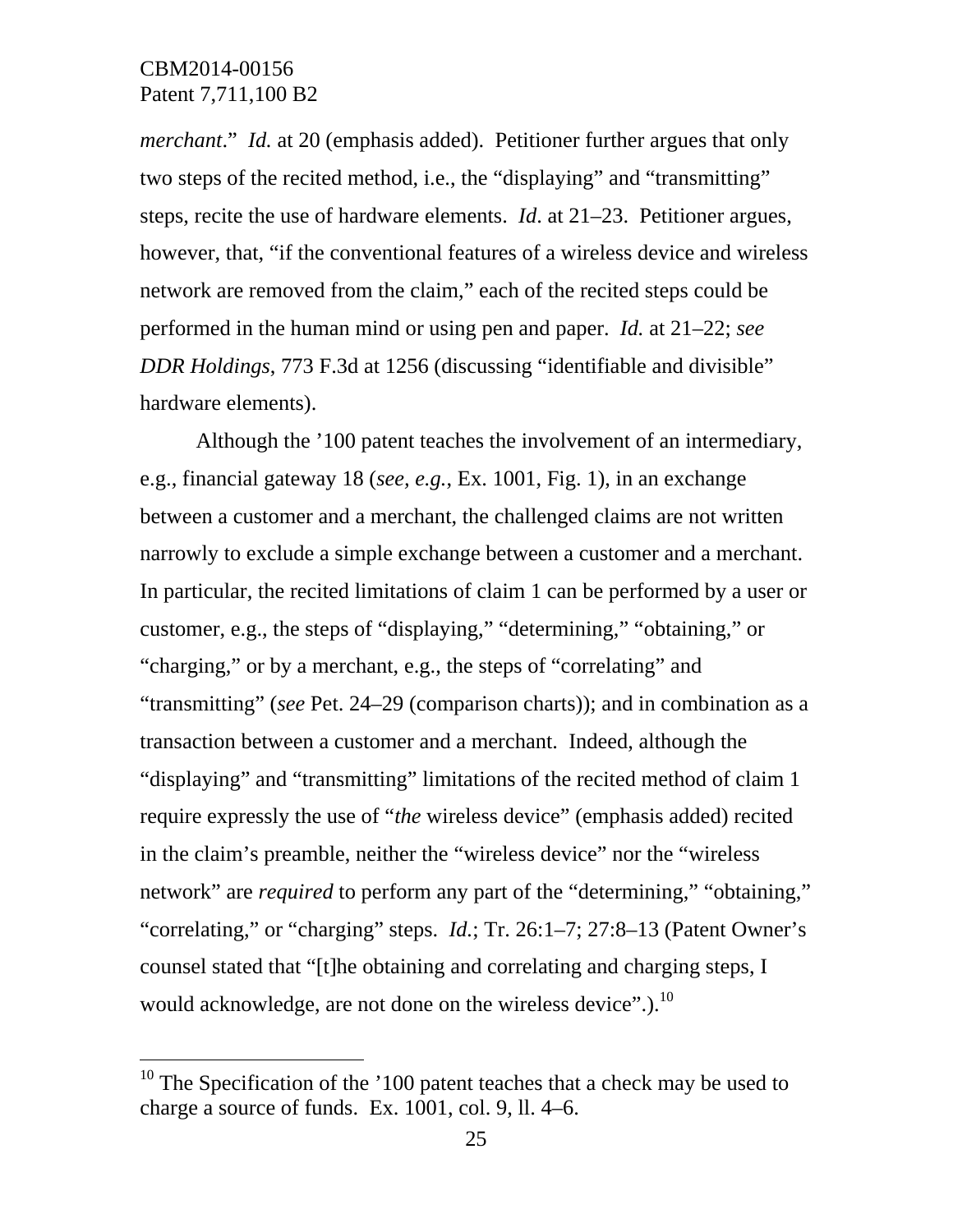*merchant*." *Id.* at 20 (emphasis added). Petitioner further argues that only two steps of the recited method, i.e., the "displaying" and "transmitting" steps, recite the use of hardware elements. *Id*. at 21–23. Petitioner argues, however, that, "if the conventional features of a wireless device and wireless network are removed from the claim," each of the recited steps could be performed in the human mind or using pen and paper. *Id.* at 21–22; *see DDR Holdings*, 773 F.3d at 1256 (discussing "identifiable and divisible" hardware elements).

Although the '100 patent teaches the involvement of an intermediary, e.g., financial gateway 18 (*see, e.g.*, Ex. 1001, Fig. 1), in an exchange between a customer and a merchant, the challenged claims are not written narrowly to exclude a simple exchange between a customer and a merchant. In particular, the recited limitations of claim 1 can be performed by a user or customer, e.g., the steps of "displaying," "determining," "obtaining," or "charging," or by a merchant, e.g., the steps of "correlating" and "transmitting" (*see* Pet. 24–29 (comparison charts)); and in combination as a transaction between a customer and a merchant. Indeed, although the "displaying" and "transmitting" limitations of the recited method of claim 1 require expressly the use of "*the* wireless device" (emphasis added) recited in the claim's preamble, neither the "wireless device" nor the "wireless network" are *required* to perform any part of the "determining," "obtaining," "correlating," or "charging" steps. *Id.*; Tr. 26:1–7; 27:8–13 (Patent Owner's counsel stated that "[t]he obtaining and correlating and charging steps, I would acknowledge, are not done on the wireless device".).[10]

---

[10] The Specification of the '100 patent teaches that a check may be used to charge a source of funds. Ex. 1001, col. 9, ll. 4–6.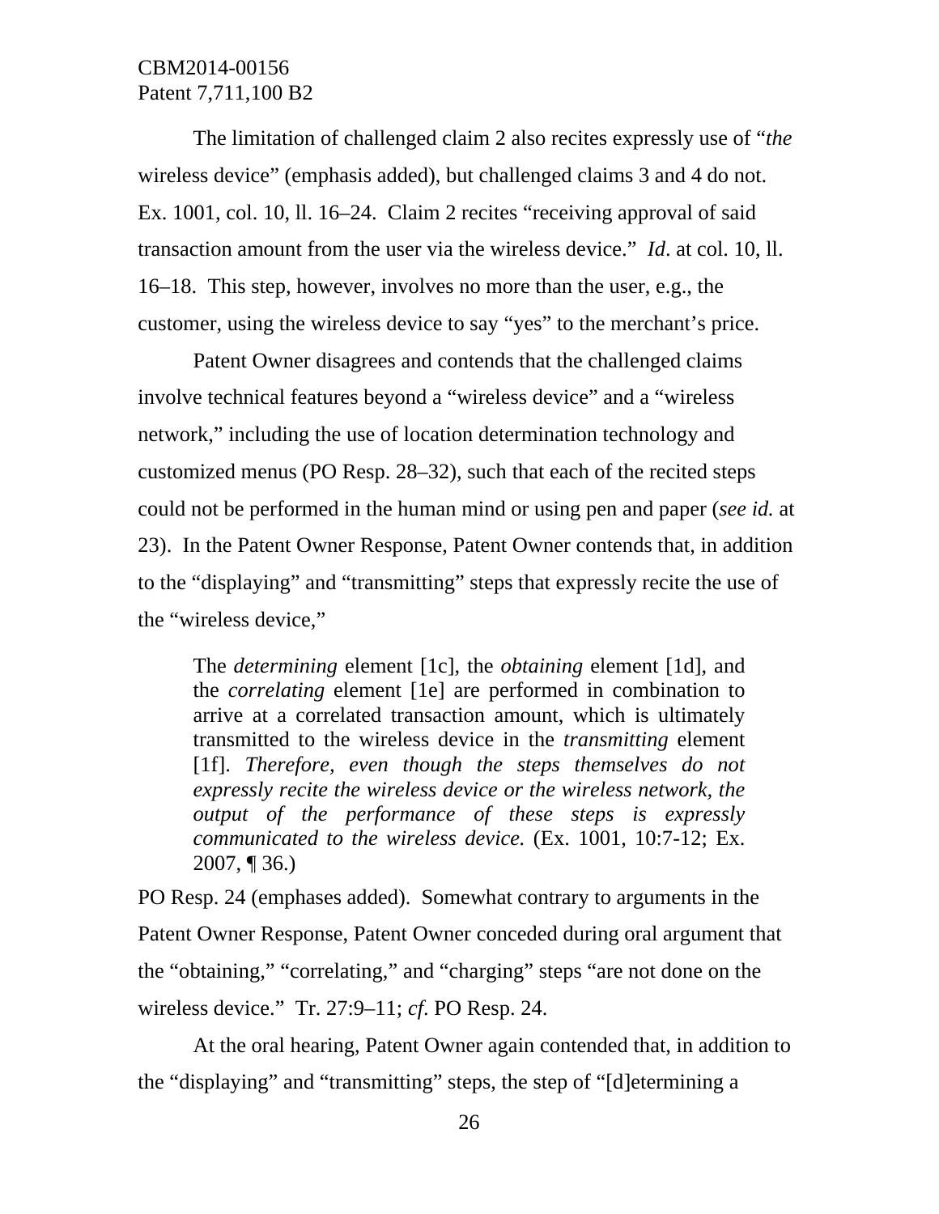The limitation of challenged claim 2 also recites expressly use of "*the* wireless device" (emphasis added), but challenged claims 3 and 4 do not. Ex. 1001, col. 10, ll. 16–24. Claim 2 recites "receiving approval of said transaction amount from the user via the wireless device." *Id*. at col. 10, ll. 16–18. This step, however, involves no more than the user, e.g., the customer, using the wireless device to say "yes" to the merchant's price.

Patent Owner disagrees and contends that the challenged claims involve technical features beyond a "wireless device" and a "wireless network," including the use of location determination technology and customized menus (PO Resp. 28–32), such that each of the recited steps could not be performed in the human mind or using pen and paper (*see id.* at 23). In the Patent Owner Response, Patent Owner contends that, in addition to the "displaying" and "transmitting" steps that expressly recite the use of the "wireless device,"

> The *determining* element [1c], the *obtaining* element [1d], and the *correlating* element [1e] are performed in combination to arrive at a correlated transaction amount, which is ultimately transmitted to the wireless device in the *transmitting* element [1f]. *Therefore, even though the steps themselves do not expressly recite the wireless device or the wireless network, the output of the performance of these steps is expressly communicated to the wireless device.* (Ex. 1001, 10:7-12; Ex. 2007, ¶ 36.)

PO Resp. 24 (emphases added). Somewhat contrary to arguments in the Patent Owner Response, Patent Owner conceded during oral argument that the "obtaining," "correlating," and "charging" steps "are not done on the wireless device." Tr. 27:9–11; *cf.* PO Resp. 24.

At the oral hearing, Patent Owner again contended that, in addition to the "displaying" and "transmitting" steps, the step of "[d]etermining a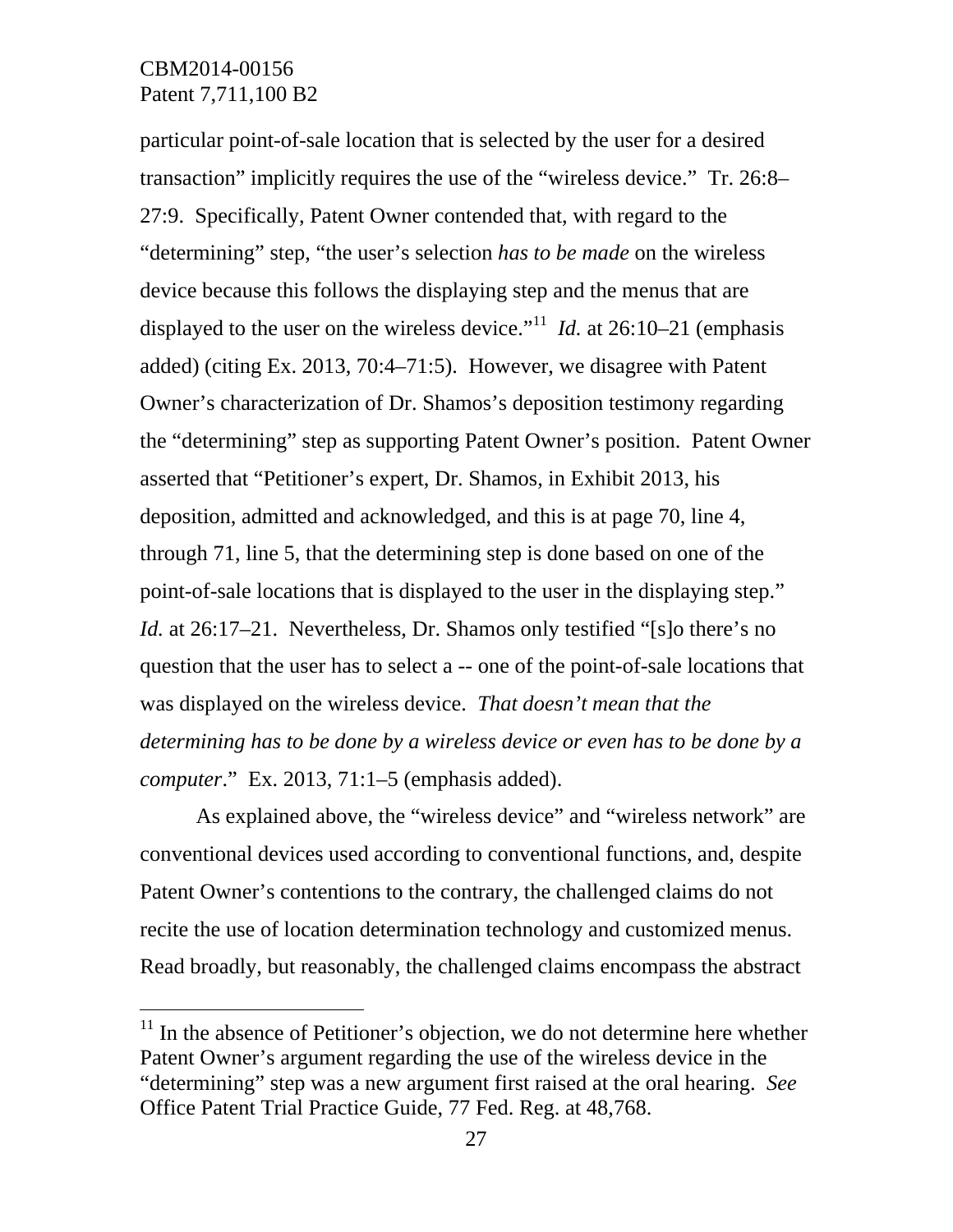particular point-of-sale location that is selected by the user for a desired transaction" implicitly requires the use of the "wireless device." Tr. 26:8–27:9. Specifically, Patent Owner contended that, with regard to the "determining" step, "the user's selection *has to be made* on the wireless device because this follows the displaying step and the menus that are displayed to the user on the wireless device."[11] *Id.* at 26:10–21 (emphasis added) (citing Ex. 2013, 70:4–71:5). However, we disagree with Patent Owner's characterization of Dr. Shamos's deposition testimony regarding the "determining" step as supporting Patent Owner's position. Patent Owner asserted that "Petitioner's expert, Dr. Shamos, in Exhibit 2013, his deposition, admitted and acknowledged, and this is at page 70, line 4, through 71, line 5, that the determining step is done based on one of the point-of-sale locations that is displayed to the user in the displaying step." *Id.* at 26:17–21. Nevertheless, Dr. Shamos only testified "[s]o there's no question that the user has to select a -- one of the point-of-sale locations that was displayed on the wireless device. *That doesn't mean that the determining has to be done by a wireless device or even has to be done by a computer*." Ex. 2013, 71:1–5 (emphasis added).

As explained above, the "wireless device" and "wireless network" are conventional devices used according to conventional functions, and, despite Patent Owner's contentions to the contrary, the challenged claims do not recite the use of location determination technology and customized menus. Read broadly, but reasonably, the challenged claims encompass the abstract

[11] In the absence of Petitioner's objection, we do not determine here whether Patent Owner's argument regarding the use of the wireless device in the "determining" step was a new argument first raised at the oral hearing. *See* Office Patent Trial Practice Guide, 77 Fed. Reg. at 48,768.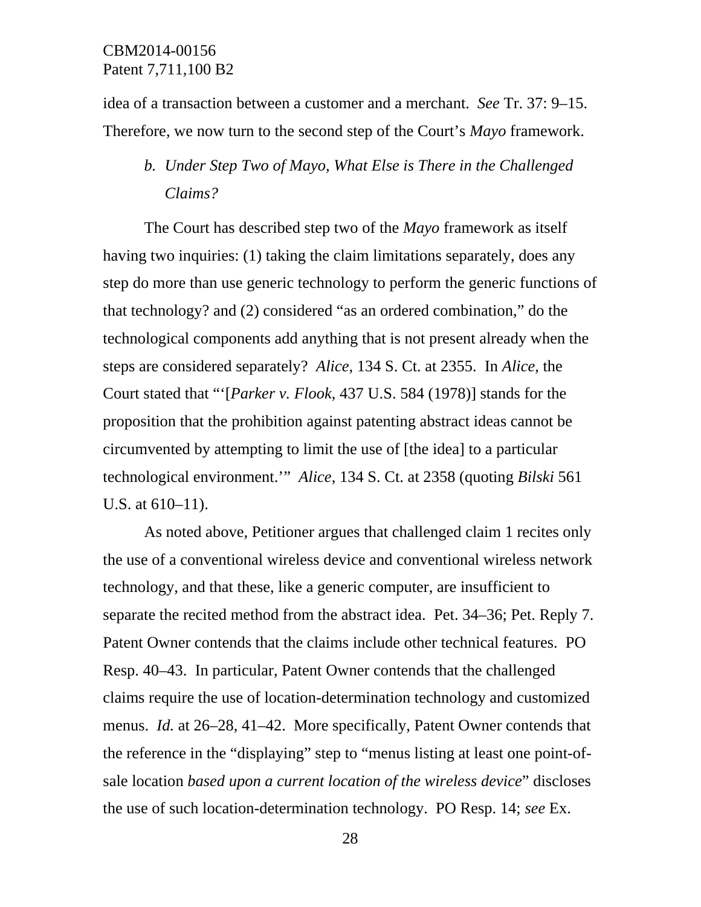idea of a transaction between a customer and a merchant. *See* Tr. 37: 9–15. Therefore, we now turn to the second step of the Court's *Mayo* framework.

### *b. Under Step Two of Mayo, What Else is There in the Challenged Claims?*

The Court has described step two of the *Mayo* framework as itself having two inquiries: (1) taking the claim limitations separately, does any step do more than use generic technology to perform the generic functions of that technology? and (2) considered "as an ordered combination," do the technological components add anything that is not present already when the steps are considered separately? *Alice*, 134 S. Ct. at 2355. In *Alice*, the Court stated that "'[*Parker v. Flook*, 437 U.S. 584 (1978)] stands for the proposition that the prohibition against patenting abstract ideas cannot be circumvented by attempting to limit the use of [the idea] to a particular technological environment.'" *Alice*, 134 S. Ct. at 2358 (quoting *Bilski* 561 U.S. at 610–11).

As noted above, Petitioner argues that challenged claim 1 recites only the use of a conventional wireless device and conventional wireless network technology, and that these, like a generic computer, are insufficient to separate the recited method from the abstract idea. Pet. 34–36; Pet. Reply 7. Patent Owner contends that the claims include other technical features. PO Resp. 40–43. In particular, Patent Owner contends that the challenged claims require the use of location-determination technology and customized menus. *Id.* at 26–28, 41–42. More specifically, Patent Owner contends that the reference in the "displaying" step to "menus listing at least one point-of-sale location *based upon a current location of the wireless device*" discloses the use of such location-determination technology. PO Resp. 14; *see* Ex.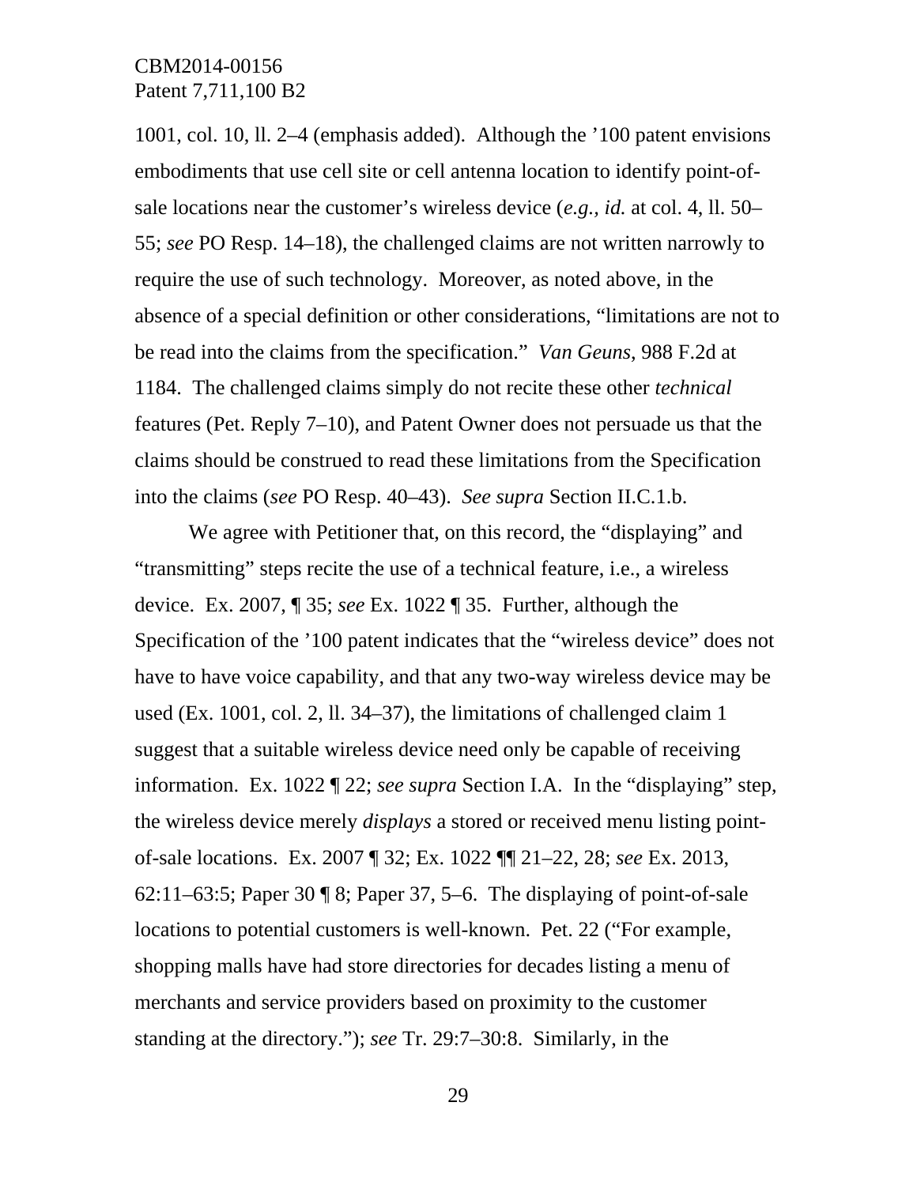1001, col. 10, ll. 2–4 (emphasis added). Although the ’100 patent envisions embodiments that use cell site or cell antenna location to identify point-of-sale locations near the customer’s wireless device (*e.g.*, *id.* at col. 4, ll. 50–55; *see* PO Resp. 14–18), the challenged claims are not written narrowly to require the use of such technology. Moreover, as noted above, in the absence of a special definition or other considerations, “limitations are not to be read into the claims from the specification.” *Van Geuns*, 988 F.2d at 1184. The challenged claims simply do not recite these other *technical* features (Pet. Reply 7–10), and Patent Owner does not persuade us that the claims should be construed to read these limitations from the Specification into the claims (*see* PO Resp. 40–43). *See supra* Section II.C.1.b.

We agree with Petitioner that, on this record, the “displaying” and “transmitting” steps recite the use of a technical feature, i.e., a wireless device. Ex. 2007, ¶ 35; *see* Ex. 1022 ¶ 35. Further, although the Specification of the ’100 patent indicates that the “wireless device” does not have to have voice capability, and that any two-way wireless device may be used (Ex. 1001, col. 2, ll. 34–37), the limitations of challenged claim 1 suggest that a suitable wireless device need only be capable of receiving information. Ex. 1022 ¶ 22; *see supra* Section I.A. In the “displaying” step, the wireless device merely *displays* a stored or received menu listing point-of-sale locations. Ex. 2007 ¶ 32; Ex. 1022 ¶¶ 21–22, 28; *see* Ex. 2013, 62:11–63:5; Paper 30 ¶ 8; Paper 37, 5–6. The displaying of point-of-sale locations to potential customers is well-known. Pet. 22 (“For example, shopping malls have had store directories for decades listing a menu of merchants and service providers based on proximity to the customer standing at the directory.”); *see* Tr. 29:7–30:8. Similarly, in the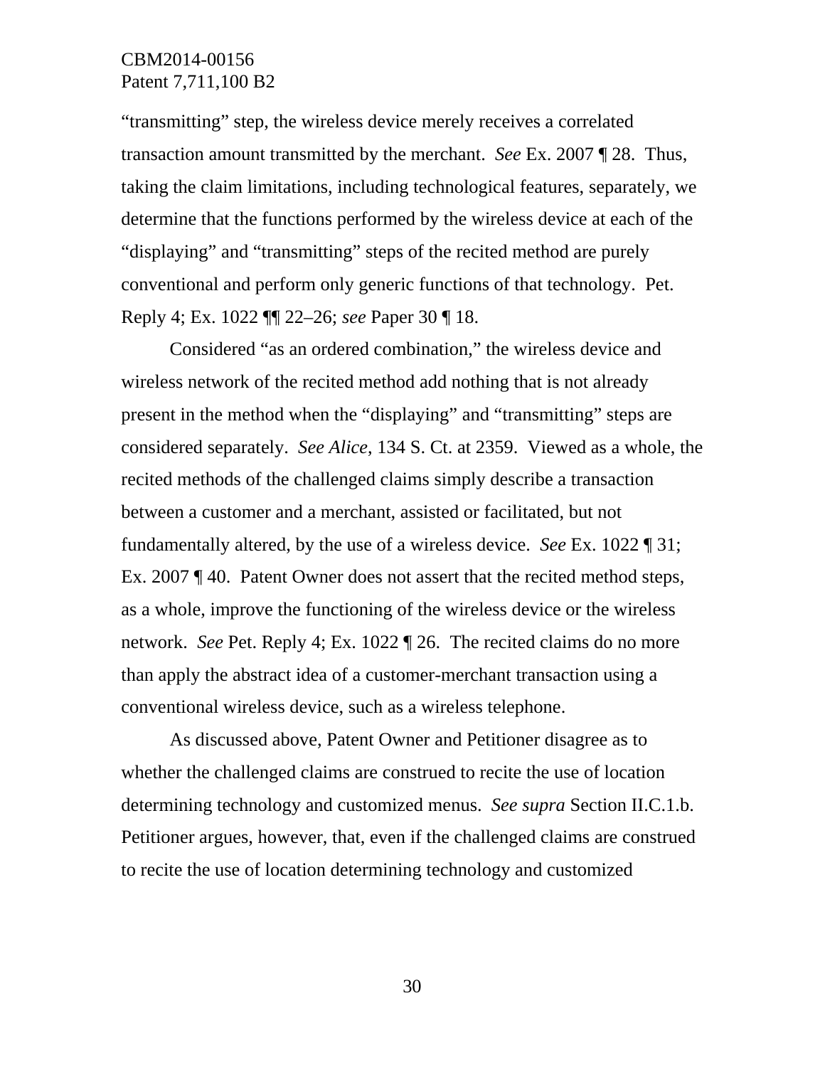"transmitting" step, the wireless device merely receives a correlated transaction amount transmitted by the merchant. *See* Ex. 2007 ¶ 28. Thus, taking the claim limitations, including technological features, separately, we determine that the functions performed by the wireless device at each of the "displaying" and "transmitting" steps of the recited method are purely conventional and perform only generic functions of that technology. Pet. Reply 4; Ex. 1022 ¶¶ 22–26; *see* Paper 30 ¶ 18.

Considered "as an ordered combination," the wireless device and wireless network of the recited method add nothing that is not already present in the method when the "displaying" and "transmitting" steps are considered separately. *See Alice*, 134 S. Ct. at 2359. Viewed as a whole, the recited methods of the challenged claims simply describe a transaction between a customer and a merchant, assisted or facilitated, but not fundamentally altered, by the use of a wireless device. *See* Ex. 1022 ¶ 31; Ex. 2007 ¶ 40. Patent Owner does not assert that the recited method steps, as a whole, improve the functioning of the wireless device or the wireless network. *See* Pet. Reply 4; Ex. 1022 ¶ 26. The recited claims do no more than apply the abstract idea of a customer-merchant transaction using a conventional wireless device, such as a wireless telephone.

As discussed above, Patent Owner and Petitioner disagree as to whether the challenged claims are construed to recite the use of location determining technology and customized menus. *See supra* Section II.C.1.b. Petitioner argues, however, that, even if the challenged claims are construed to recite the use of location determining technology and customized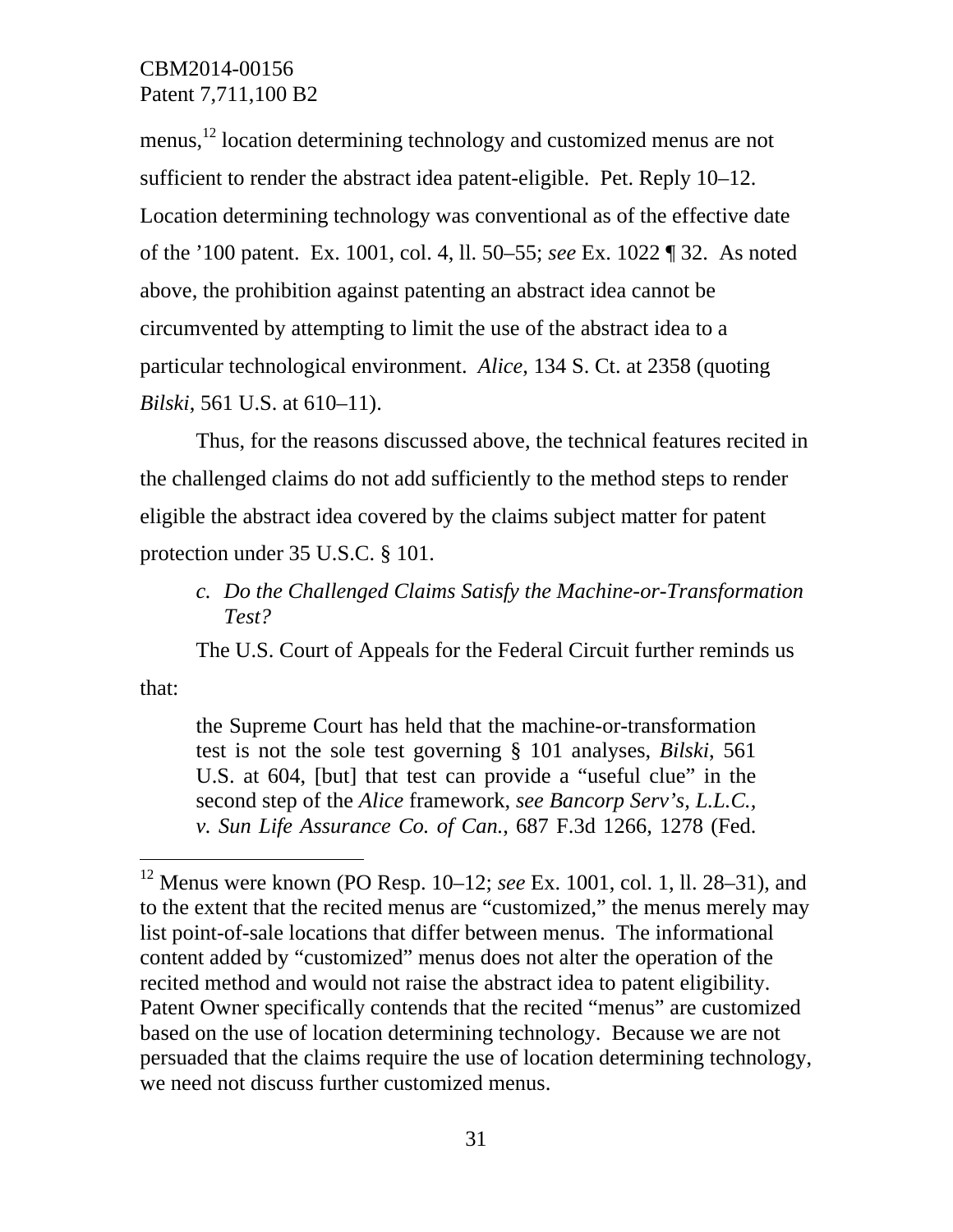menus,[12] location determining technology and customized menus are not sufficient to render the abstract idea patent-eligible. Pet. Reply 10–12. Location determining technology was conventional as of the effective date of the ’100 patent. Ex. 1001, col. 4, ll. 50–55; *see* Ex. 1022 ¶ 32. As noted above, the prohibition against patenting an abstract idea cannot be circumvented by attempting to limit the use of the abstract idea to a particular technological environment. *Alice*, 134 S. Ct. at 2358 (quoting *Bilski*, 561 U.S. at 610–11).

Thus, for the reasons discussed above, the technical features recited in the challenged claims do not add sufficiently to the method steps to render eligible the abstract idea covered by the claims subject matter for patent protection under 35 U.S.C. § 101.

*c. Do the Challenged Claims Satisfy the Machine-or-Transformation Test?*

The U.S. Court of Appeals for the Federal Circuit further reminds us that:

> the Supreme Court has held that the machine-or-transformation test is not the sole test governing § 101 analyses, *Bilski*, 561 U.S. at 604, [but] that test can provide a “useful clue” in the second step of the *Alice* framework, *see Bancorp Serv’s, L.L.C., v. Sun Life Assurance Co. of Can.,* 687 F.3d 1266, 1278 (Fed.

---

[12] Menus were known (PO Resp. 10–12; *see* Ex. 1001, col. 1, ll. 28–31), and to the extent that the recited menus are “customized,” the menus merely may list point-of-sale locations that differ between menus. The informational content added by “customized” menus does not alter the operation of the recited method and would not raise the abstract idea to patent eligibility. Patent Owner specifically contends that the recited “menus” are customized based on the use of location determining technology. Because we are not persuaded that the claims require the use of location determining technology, we need not discuss further customized menus.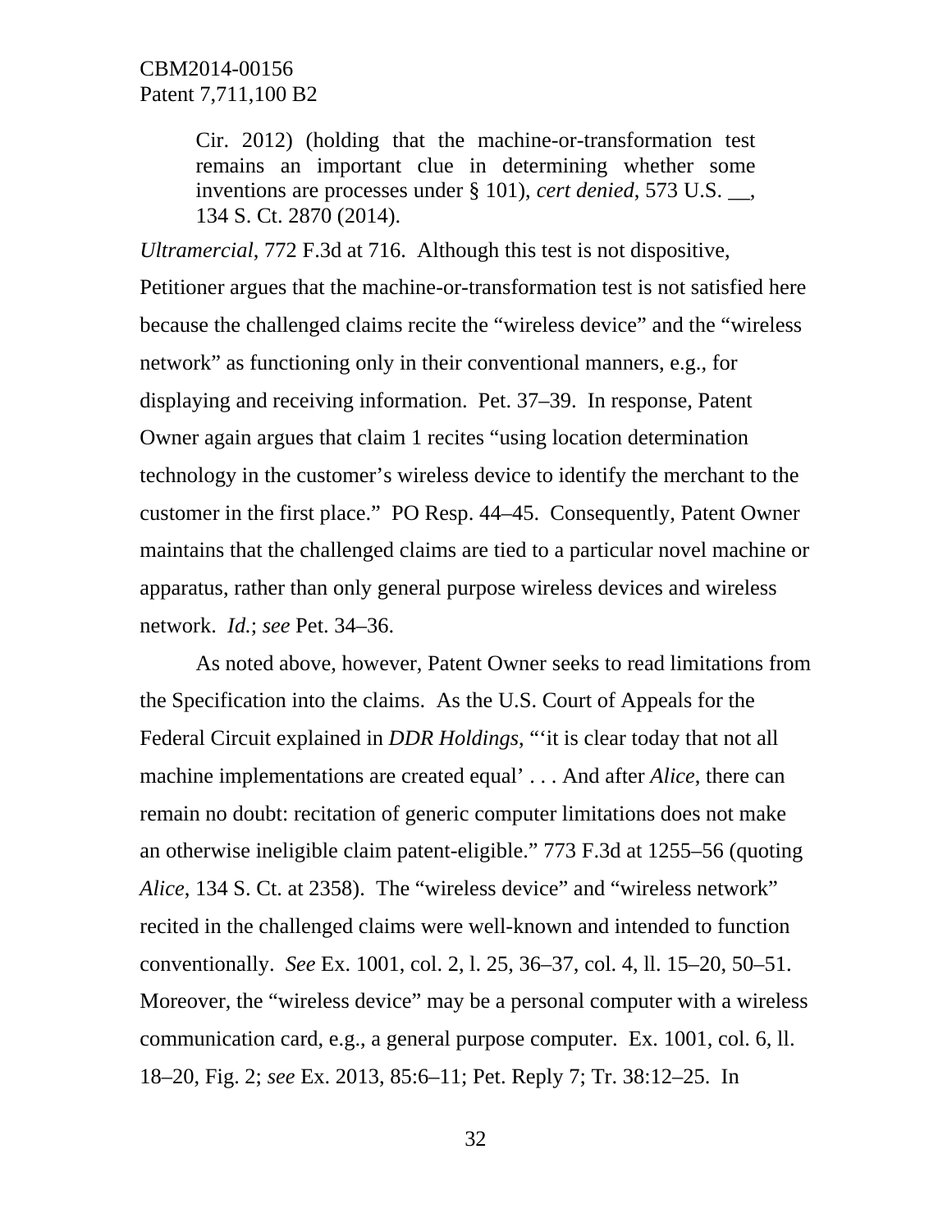> Cir. 2012) (holding that the machine-or-transformation test remains an important clue in determining whether some inventions are processes under § 101), *cert denied*, 573 U.S. __, 134 S. Ct. 2870 (2014).

*Ultramercial*, 772 F.3d at 716. Although this test is not dispositive, Petitioner argues that the machine-or-transformation test is not satisfied here because the challenged claims recite the "wireless device" and the "wireless network" as functioning only in their conventional manners, e.g., for displaying and receiving information. Pet. 37–39. In response, Patent Owner again argues that claim 1 recites "using location determination technology in the customer's wireless device to identify the merchant to the customer in the first place." PO Resp. 44–45. Consequently, Patent Owner maintains that the challenged claims are tied to a particular novel machine or apparatus, rather than only general purpose wireless devices and wireless network. *Id.*; *see* Pet. 34–36.

As noted above, however, Patent Owner seeks to read limitations from the Specification into the claims. As the U.S. Court of Appeals for the Federal Circuit explained in *DDR Holdings*, "'it is clear today that not all machine implementations are created equal' . . . And after *Alice*, there can remain no doubt: recitation of generic computer limitations does not make an otherwise ineligible claim patent-eligible." 773 F.3d at 1255–56 (quoting *Alice*, 134 S. Ct. at 2358). The "wireless device" and "wireless network" recited in the challenged claims were well-known and intended to function conventionally. *See* Ex. 1001, col. 2, l. 25, 36–37, col. 4, ll. 15–20, 50–51. Moreover, the "wireless device" may be a personal computer with a wireless communication card, e.g., a general purpose computer. Ex. 1001, col. 6, ll. 18–20, Fig. 2; *see* Ex. 2013, 85:6–11; Pet. Reply 7; Tr. 38:12–25. In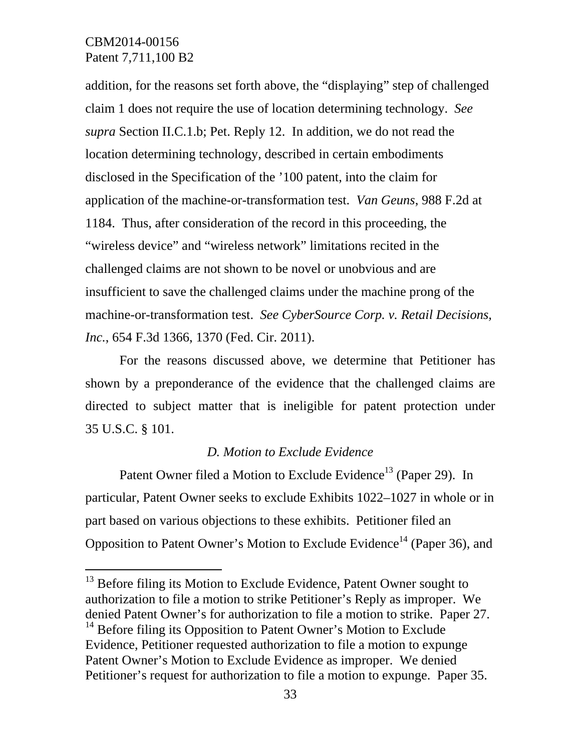addition, for the reasons set forth above, the "displaying" step of challenged claim 1 does not require the use of location determining technology. *See supra* Section II.C.1.b; Pet. Reply 12. In addition, we do not read the location determining technology, described in certain embodiments disclosed in the Specification of the '100 patent, into the claim for application of the machine-or-transformation test. *Van Geuns*, 988 F.2d at 1184. Thus, after consideration of the record in this proceeding, the "wireless device" and "wireless network" limitations recited in the challenged claims are not shown to be novel or unobvious and are insufficient to save the challenged claims under the machine prong of the machine-or-transformation test. *See CyberSource Corp. v. Retail Decisions, Inc.*, 654 F.3d 1366, 1370 (Fed. Cir. 2011).

For the reasons discussed above, we determine that Petitioner has shown by a preponderance of the evidence that the challenged claims are directed to subject matter that is ineligible for patent protection under 35 U.S.C. § 101.

### *D. Motion to Exclude Evidence*

Patent Owner filed a Motion to Exclude Evidence[13] (Paper 29). In particular, Patent Owner seeks to exclude Exhibits 1022–1027 in whole or in part based on various objections to these exhibits. Petitioner filed an Opposition to Patent Owner's Motion to Exclude Evidence[14] (Paper 36), and

---

[13] Before filing its Motion to Exclude Evidence, Patent Owner sought to authorization to file a motion to strike Petitioner's Reply as improper. We denied Patent Owner's for authorization to file a motion to strike. Paper 27.

[14] Before filing its Opposition to Patent Owner's Motion to Exclude Evidence, Petitioner requested authorization to file a motion to expunge Patent Owner's Motion to Exclude Evidence as improper. We denied Petitioner's request for authorization to file a motion to expunge. Paper 35.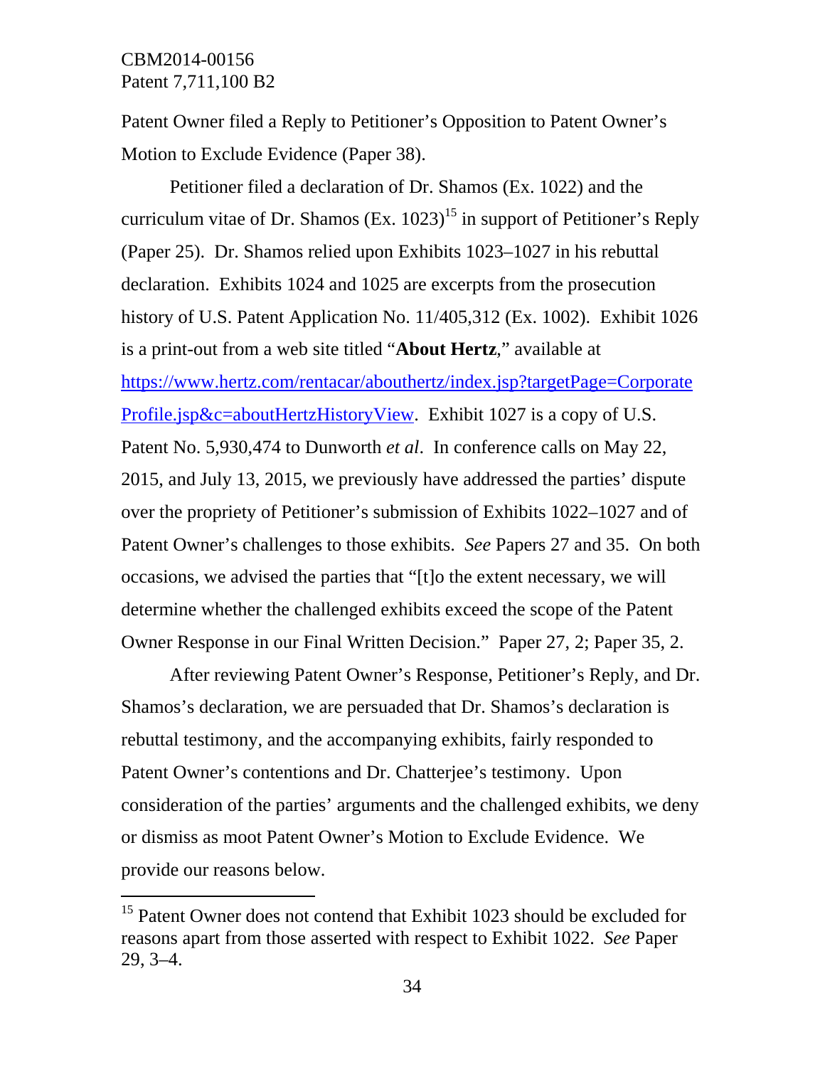Patent Owner filed a Reply to Petitioner's Opposition to Patent Owner's Motion to Exclude Evidence (Paper 38).

Petitioner filed a declaration of Dr. Shamos (Ex. 1022) and the curriculum vitae of Dr. Shamos (Ex. 1023)[15] in support of Petitioner's Reply (Paper 25). Dr. Shamos relied upon Exhibits 1023–1027 in his rebuttal declaration. Exhibits 1024 and 1025 are excerpts from the prosecution history of U.S. Patent Application No. 11/405,312 (Ex. 1002). Exhibit 1026 is a print-out from a web site titled "**About Hertz**," available at https://www.hertz.com/rentacar/abouthertz/index.jsp?targetPage=CorporateProfile.jsp&c=aboutHertzHistoryView. Exhibit 1027 is a copy of U.S. Patent No. 5,930,474 to Dunworth *et al*. In conference calls on May 22, 2015, and July 13, 2015, we previously have addressed the parties' dispute over the propriety of Petitioner's submission of Exhibits 1022–1027 and of Patent Owner's challenges to those exhibits. *See* Papers 27 and 35. On both occasions, we advised the parties that "[t]o the extent necessary, we will determine whether the challenged exhibits exceed the scope of the Patent Owner Response in our Final Written Decision." Paper 27, 2; Paper 35, 2.

After reviewing Patent Owner's Response, Petitioner's Reply, and Dr. Shamos's declaration, we are persuaded that Dr. Shamos's declaration is rebuttal testimony, and the accompanying exhibits, fairly responded to Patent Owner's contentions and Dr. Chatterjee's testimony. Upon consideration of the parties' arguments and the challenged exhibits, we deny or dismiss as moot Patent Owner's Motion to Exclude Evidence. We provide our reasons below.

---

[15] Patent Owner does not contend that Exhibit 1023 should be excluded for reasons apart from those asserted with respect to Exhibit 1022. *See* Paper 29, 3–4.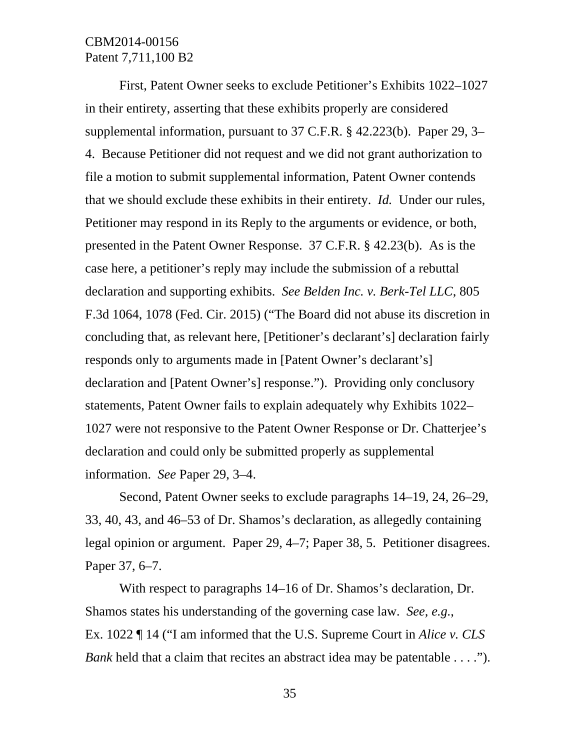First, Patent Owner seeks to exclude Petitioner's Exhibits 1022–1027 in their entirety, asserting that these exhibits properly are considered supplemental information, pursuant to 37 C.F.R. § 42.223(b). Paper 29, 3–4. Because Petitioner did not request and we did not grant authorization to file a motion to submit supplemental information, Patent Owner contends that we should exclude these exhibits in their entirety. *Id.* Under our rules, Petitioner may respond in its Reply to the arguments or evidence, or both, presented in the Patent Owner Response. 37 C.F.R. § 42.23(b). As is the case here, a petitioner's reply may include the submission of a rebuttal declaration and supporting exhibits. *See Belden Inc. v. Berk-Tel LLC*, 805 F.3d 1064, 1078 (Fed. Cir. 2015) ("The Board did not abuse its discretion in concluding that, as relevant here, [Petitioner's declarant's] declaration fairly responds only to arguments made in [Patent Owner's declarant's] declaration and [Patent Owner's] response."). Providing only conclusory statements, Patent Owner fails to explain adequately why Exhibits 1022–1027 were not responsive to the Patent Owner Response or Dr. Chatterjee's declaration and could only be submitted properly as supplemental information. *See* Paper 29, 3–4.

Second, Patent Owner seeks to exclude paragraphs 14–19, 24, 26–29, 33, 40, 43, and 46–53 of Dr. Shamos's declaration, as allegedly containing legal opinion or argument. Paper 29, 4–7; Paper 38, 5. Petitioner disagrees. Paper 37, 6–7.

With respect to paragraphs 14–16 of Dr. Shamos's declaration, Dr. Shamos states his understanding of the governing case law. *See, e.g.*, Ex. 1022 ¶ 14 ("I am informed that the U.S. Supreme Court in *Alice v. CLS Bank* held that a claim that recites an abstract idea may be patentable . . . .").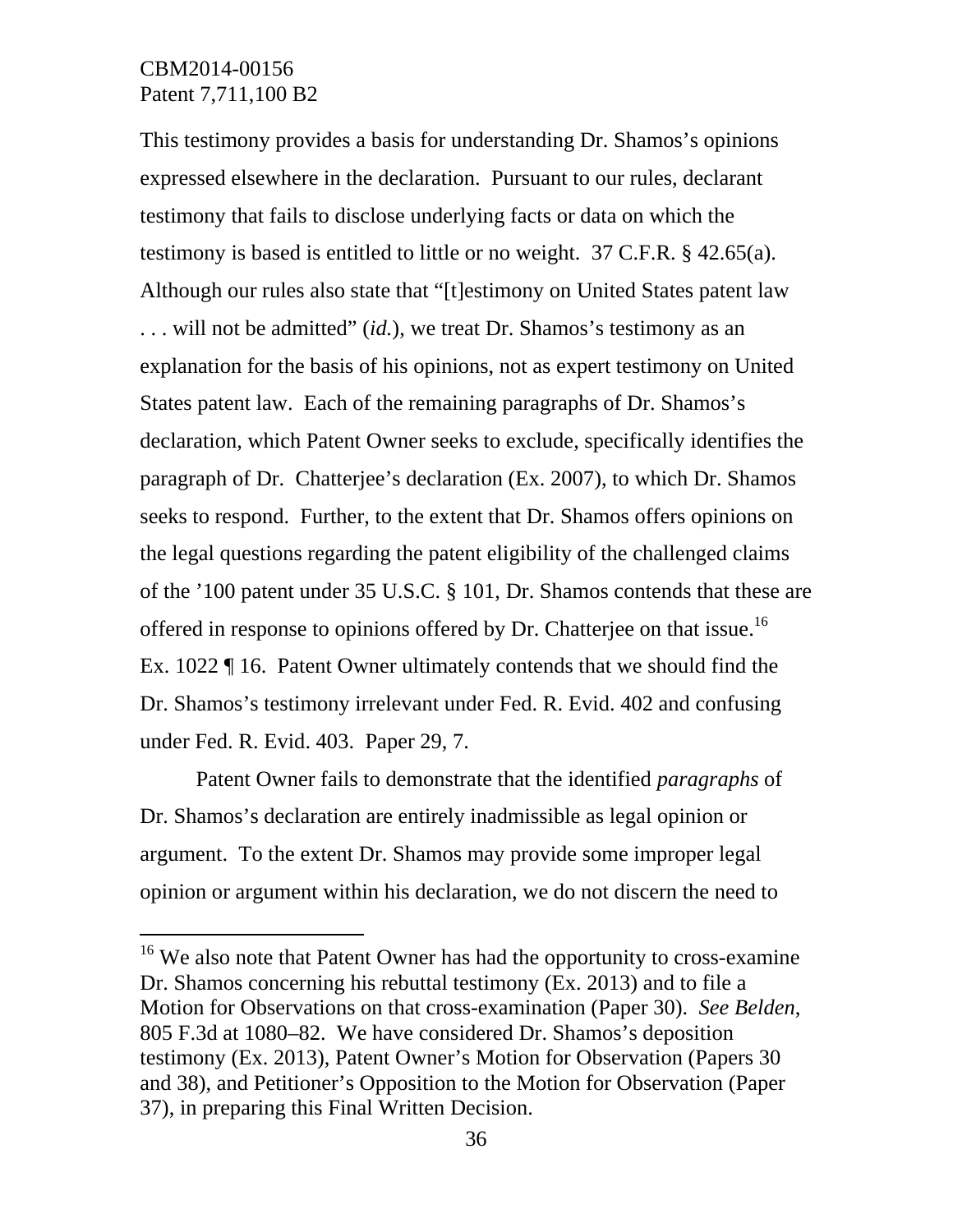This testimony provides a basis for understanding Dr. Shamos's opinions expressed elsewhere in the declaration. Pursuant to our rules, declarant testimony that fails to disclose underlying facts or data on which the testimony is based is entitled to little or no weight. 37 C.F.R. § 42.65(a). Although our rules also state that "[t]estimony on United States patent law . . . will not be admitted" (*id.*), we treat Dr. Shamos's testimony as an explanation for the basis of his opinions, not as expert testimony on United States patent law. Each of the remaining paragraphs of Dr. Shamos's declaration, which Patent Owner seeks to exclude, specifically identifies the paragraph of Dr. Chatterjee's declaration (Ex. 2007), to which Dr. Shamos seeks to respond. Further, to the extent that Dr. Shamos offers opinions on the legal questions regarding the patent eligibility of the challenged claims of the '100 patent under 35 U.S.C. § 101, Dr. Shamos contends that these are offered in response to opinions offered by Dr. Chatterjee on that issue.[16] Ex. 1022 ¶ 16. Patent Owner ultimately contends that we should find the Dr. Shamos's testimony irrelevant under Fed. R. Evid. 402 and confusing under Fed. R. Evid. 403. Paper 29, 7.

Patent Owner fails to demonstrate that the identified *paragraphs* of Dr. Shamos's declaration are entirely inadmissible as legal opinion or argument. To the extent Dr. Shamos may provide some improper legal opinion or argument within his declaration, we do not discern the need to

---

[16] We also note that Patent Owner has had the opportunity to cross-examine Dr. Shamos concerning his rebuttal testimony (Ex. 2013) and to file a Motion for Observations on that cross-examination (Paper 30). *See Belden*, 805 F.3d at 1080–82. We have considered Dr. Shamos's deposition testimony (Ex. 2013), Patent Owner's Motion for Observation (Papers 30 and 38), and Petitioner's Opposition to the Motion for Observation (Paper 37), in preparing this Final Written Decision.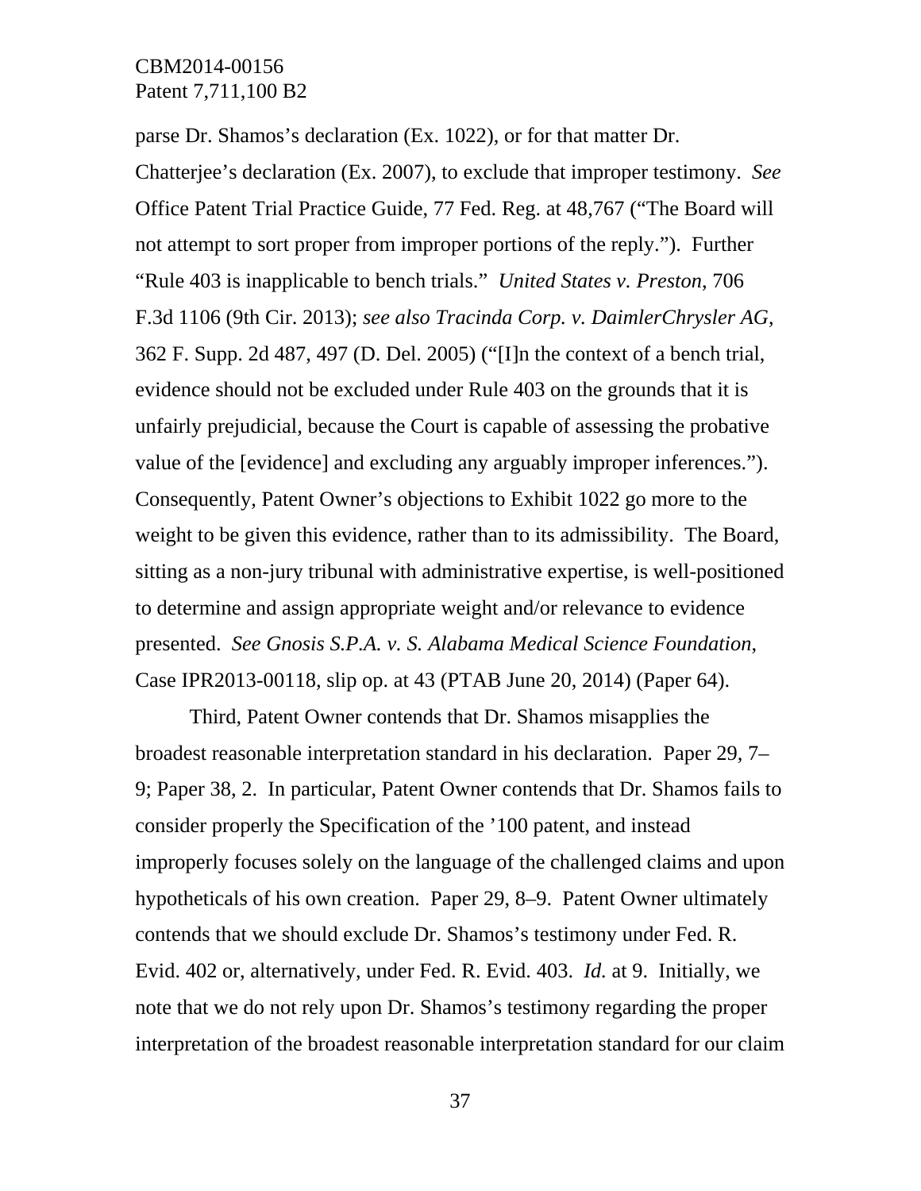parse Dr. Shamos's declaration (Ex. 1022), or for that matter Dr. Chatterjee's declaration (Ex. 2007), to exclude that improper testimony. *See* Office Patent Trial Practice Guide, 77 Fed. Reg. at 48,767 ("The Board will not attempt to sort proper from improper portions of the reply."). Further "Rule 403 is inapplicable to bench trials." *United States v. Preston*, 706 F.3d 1106 (9th Cir. 2013); *see also Tracinda Corp. v. DaimlerChrysler AG*, 362 F. Supp. 2d 487, 497 (D. Del. 2005) ("[I]n the context of a bench trial, evidence should not be excluded under Rule 403 on the grounds that it is unfairly prejudicial, because the Court is capable of assessing the probative value of the [evidence] and excluding any arguably improper inferences."). Consequently, Patent Owner's objections to Exhibit 1022 go more to the weight to be given this evidence, rather than to its admissibility. The Board, sitting as a non-jury tribunal with administrative expertise, is well-positioned to determine and assign appropriate weight and/or relevance to evidence presented. *See Gnosis S.P.A. v. S. Alabama Medical Science Foundation*, Case IPR2013-00118, slip op. at 43 (PTAB June 20, 2014) (Paper 64).

Third, Patent Owner contends that Dr. Shamos misapplies the broadest reasonable interpretation standard in his declaration. Paper 29, 7–9; Paper 38, 2. In particular, Patent Owner contends that Dr. Shamos fails to consider properly the Specification of the '100 patent, and instead improperly focuses solely on the language of the challenged claims and upon hypotheticals of his own creation. Paper 29, 8–9. Patent Owner ultimately contends that we should exclude Dr. Shamos's testimony under Fed. R. Evid. 402 or, alternatively, under Fed. R. Evid. 403. *Id.* at 9. Initially, we note that we do not rely upon Dr. Shamos's testimony regarding the proper interpretation of the broadest reasonable interpretation standard for our claim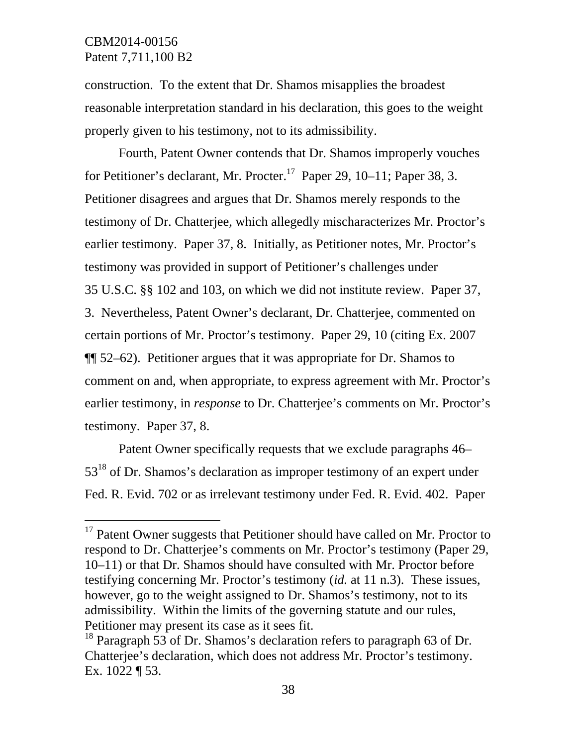construction. To the extent that Dr. Shamos misapplies the broadest reasonable interpretation standard in his declaration, this goes to the weight properly given to his testimony, not to its admissibility.

Fourth, Patent Owner contends that Dr. Shamos improperly vouches for Petitioner's declarant, Mr. Procter.[17] Paper 29, 10–11; Paper 38, 3. Petitioner disagrees and argues that Dr. Shamos merely responds to the testimony of Dr. Chatterjee, which allegedly mischaracterizes Mr. Proctor's earlier testimony. Paper 37, 8. Initially, as Petitioner notes, Mr. Proctor's testimony was provided in support of Petitioner's challenges under 35 U.S.C. §§ 102 and 103, on which we did not institute review. Paper 37, 3. Nevertheless, Patent Owner's declarant, Dr. Chatterjee, commented on certain portions of Mr. Proctor's testimony. Paper 29, 10 (citing Ex. 2007 ¶¶ 52–62). Petitioner argues that it was appropriate for Dr. Shamos to comment on and, when appropriate, to express agreement with Mr. Proctor's earlier testimony, in *response* to Dr. Chatterjee's comments on Mr. Proctor's testimony. Paper 37, 8.

Patent Owner specifically requests that we exclude paragraphs 46–53[18] of Dr. Shamos's declaration as improper testimony of an expert under Fed. R. Evid. 702 or as irrelevant testimony under Fed. R. Evid. 402. Paper

---

[17] Patent Owner suggests that Petitioner should have called on Mr. Proctor to respond to Dr. Chatterjee's comments on Mr. Proctor's testimony (Paper 29, 10–11) or that Dr. Shamos should have consulted with Mr. Proctor before testifying concerning Mr. Proctor's testimony (*id.* at 11 n.3). These issues, however, go to the weight assigned to Dr. Shamos's testimony, not to its admissibility. Within the limits of the governing statute and our rules, Petitioner may present its case as it sees fit.

[18] Paragraph 53 of Dr. Shamos's declaration refers to paragraph 63 of Dr. Chatterjee's declaration, which does not address Mr. Proctor's testimony. Ex. 1022 ¶ 53.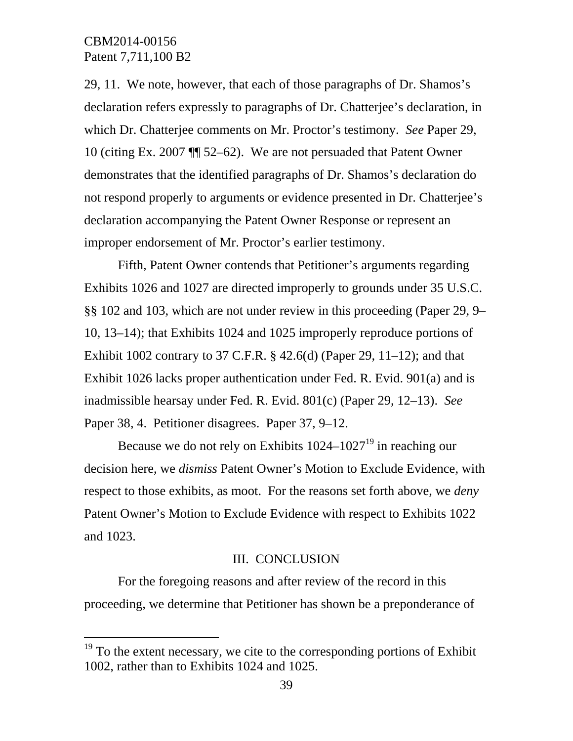29, 11. We note, however, that each of those paragraphs of Dr. Shamos's declaration refers expressly to paragraphs of Dr. Chatterjee's declaration, in which Dr. Chatterjee comments on Mr. Proctor's testimony. *See* Paper 29, 10 (citing Ex. 2007 ¶¶ 52–62). We are not persuaded that Patent Owner demonstrates that the identified paragraphs of Dr. Shamos's declaration do not respond properly to arguments or evidence presented in Dr. Chatterjee's declaration accompanying the Patent Owner Response or represent an improper endorsement of Mr. Proctor's earlier testimony.

Fifth, Patent Owner contends that Petitioner's arguments regarding Exhibits 1026 and 1027 are directed improperly to grounds under 35 U.S.C. §§ 102 and 103, which are not under review in this proceeding (Paper 29, 9–10, 13–14); that Exhibits 1024 and 1025 improperly reproduce portions of Exhibit 1002 contrary to 37 C.F.R. § 42.6(d) (Paper 29, 11–12); and that Exhibit 1026 lacks proper authentication under Fed. R. Evid. 901(a) and is inadmissible hearsay under Fed. R. Evid. 801(c) (Paper 29, 12–13). *See* Paper 38, 4. Petitioner disagrees. Paper 37, 9–12.

Because we do not rely on Exhibits 1024–1027[19] in reaching our decision here, we *dismiss* Patent Owner's Motion to Exclude Evidence, with respect to those exhibits, as moot. For the reasons set forth above, we *deny* Patent Owner's Motion to Exclude Evidence with respect to Exhibits 1022 and 1023.

## III. CONCLUSION

For the foregoing reasons and after review of the record in this proceeding, we determine that Petitioner has shown be a preponderance of

---

[19] To the extent necessary, we cite to the corresponding portions of Exhibit 1002, rather than to Exhibits 1024 and 1025.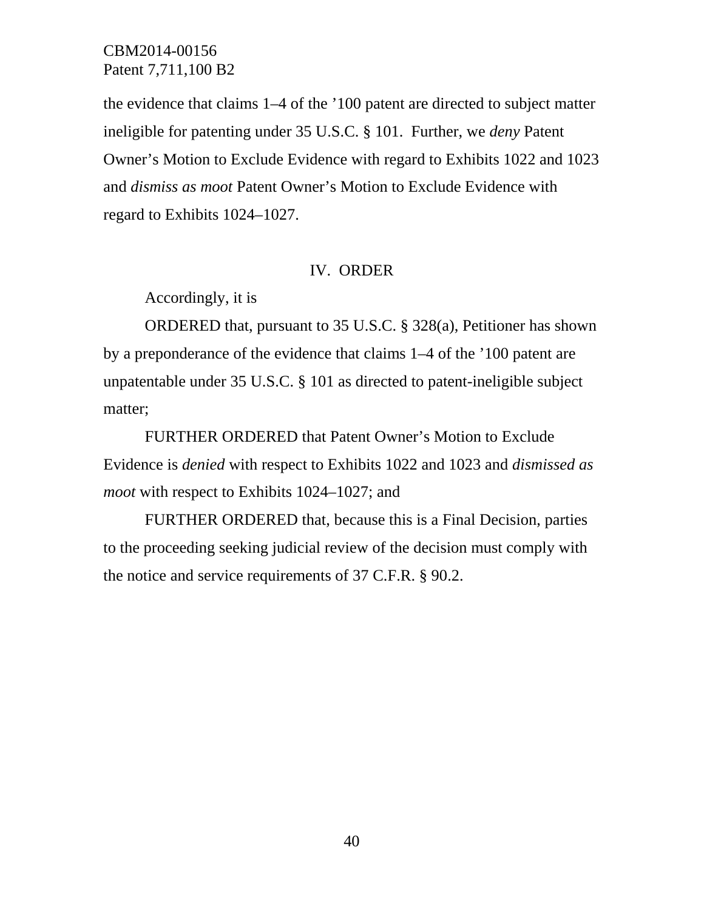the evidence that claims 1–4 of the ’100 patent are directed to subject matter ineligible for patenting under 35 U.S.C. § 101. Further, we *deny* Patent Owner’s Motion to Exclude Evidence with regard to Exhibits 1022 and 1023 and *dismiss as moot* Patent Owner’s Motion to Exclude Evidence with regard to Exhibits 1024–1027.

## IV. ORDER

Accordingly, it is

ORDERED that, pursuant to 35 U.S.C. § 328(a), Petitioner has shown by a preponderance of the evidence that claims 1–4 of the ’100 patent are unpatentable under 35 U.S.C. § 101 as directed to patent-ineligible subject matter;

FURTHER ORDERED that Patent Owner’s Motion to Exclude Evidence is *denied* with respect to Exhibits 1022 and 1023 and *dismissed as moot* with respect to Exhibits 1024–1027; and

FURTHER ORDERED that, because this is a Final Decision, parties to the proceeding seeking judicial review of the decision must comply with the notice and service requirements of 37 C.F.R. § 90.2.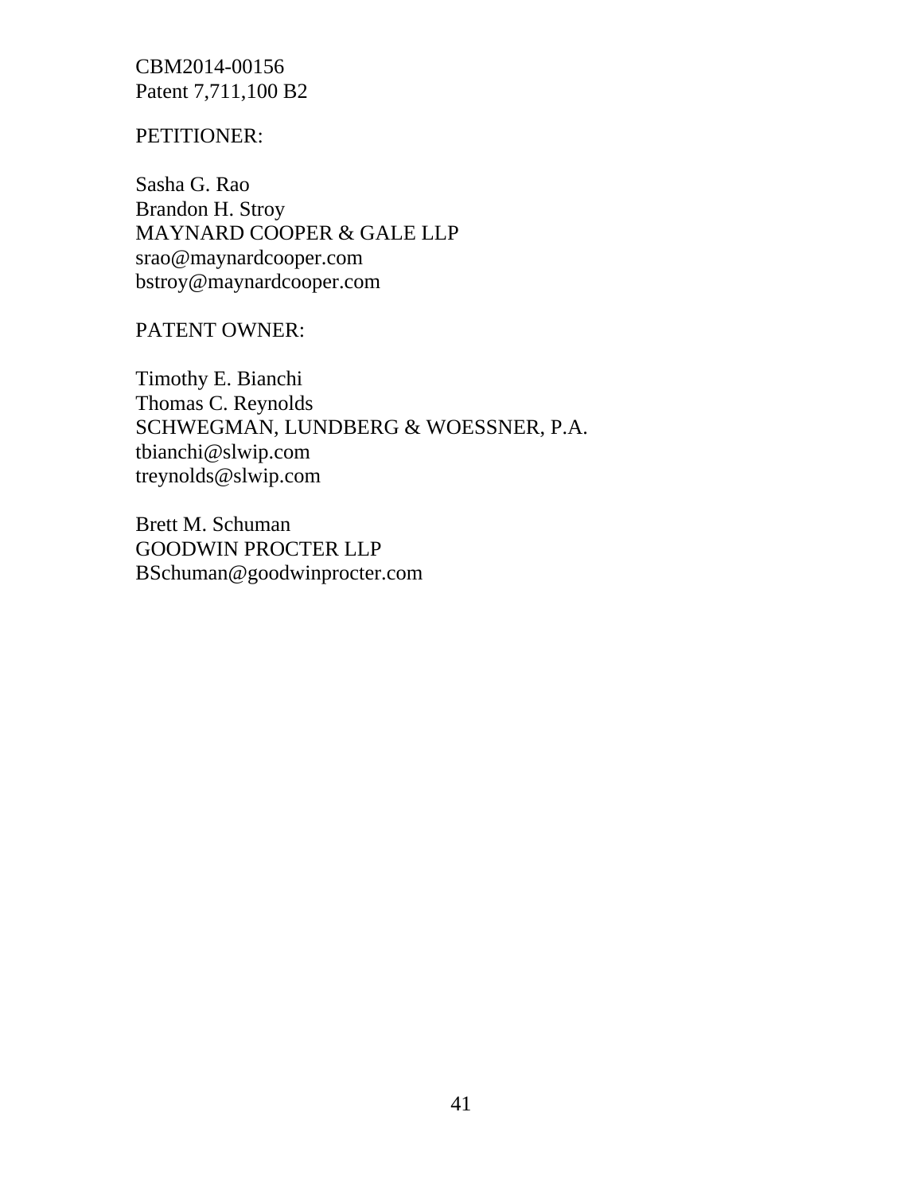CBM2014-00156
Patent 7,711,100 B2

PETITIONER:

Sasha G. Rao
Brandon H. Stroy
MAYNARD COOPER & GALE LLP
srao@maynardcooper.com
bstroy@maynardcooper.com

PATENT OWNER:

Timothy E. Bianchi
Thomas C. Reynolds
SCHWEGMAN, LUNDBERG & WOESSNER, P.A.
tbianchi@slwip.com
treynolds@slwip.com

Brett M. Schuman
GOODWIN PROCTER LLP
BSchuman@goodwinprocter.com